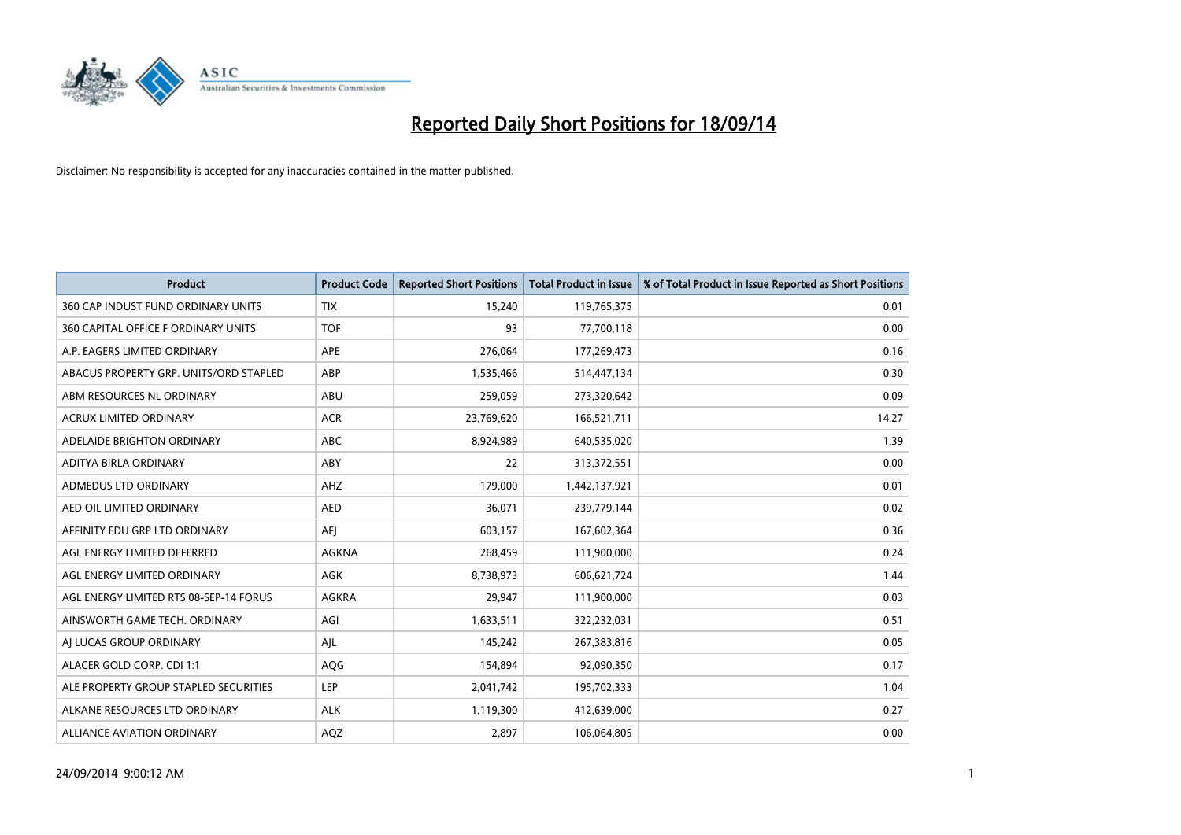# Reported Daily Short Positions for 18/09/14

Disclaimer: No responsibility is accepted for any inaccuracies contained in the matter published.

| Product | Product Code | Reported Short Positions | Total Product in Issue | % of Total Product in Issue Reported as Short Positions |
|---|---|---|---|---|
| 360 CAP INDUST FUND ORDINARY UNITS | TIX | 15,240 | 119,765,375 | 0.01 |
| 360 CAPITAL OFFICE F ORDINARY UNITS | TOF | 93 | 77,700,118 | 0.00 |
| A.P. EAGERS LIMITED ORDINARY | APE | 276,064 | 177,269,473 | 0.16 |
| ABACUS PROPERTY GRP. UNITS/ORD STAPLED | ABP | 1,535,466 | 514,447,134 | 0.30 |
| ABM RESOURCES NL ORDINARY | ABU | 259,059 | 273,320,642 | 0.09 |
| ACRUX LIMITED ORDINARY | ACR | 23,769,620 | 166,521,711 | 14.27 |
| ADELAIDE BRIGHTON ORDINARY | ABC | 8,924,989 | 640,535,020 | 1.39 |
| ADITYA BIRLA ORDINARY | ABY | 22 | 313,372,551 | 0.00 |
| ADMEDUS LTD ORDINARY | AHZ | 179,000 | 1,442,137,921 | 0.01 |
| AED OIL LIMITED ORDINARY | AED | 36,071 | 239,779,144 | 0.02 |
| AFFINITY EDU GRP LTD ORDINARY | AFJ | 603,157 | 167,602,364 | 0.36 |
| AGL ENERGY LIMITED DEFERRED | AGKNA | 268,459 | 111,900,000 | 0.24 |
| AGL ENERGY LIMITED ORDINARY | AGK | 8,738,973 | 606,621,724 | 1.44 |
| AGL ENERGY LIMITED RTS 08-SEP-14 FORUS | AGKRA | 29,947 | 111,900,000 | 0.03 |
| AINSWORTH GAME TECH. ORDINARY | AGI | 1,633,511 | 322,232,031 | 0.51 |
| AJ LUCAS GROUP ORDINARY | AJL | 145,242 | 267,383,816 | 0.05 |
| ALACER GOLD CORP. CDI 1:1 | AQG | 154,894 | 92,090,350 | 0.17 |
| ALE PROPERTY GROUP STAPLED SECURITIES | LEP | 2,041,742 | 195,702,333 | 1.04 |
| ALKANE RESOURCES LTD ORDINARY | ALK | 1,119,300 | 412,639,000 | 0.27 |
| ALLIANCE AVIATION ORDINARY | AQZ | 2,897 | 106,064,805 | 0.00 |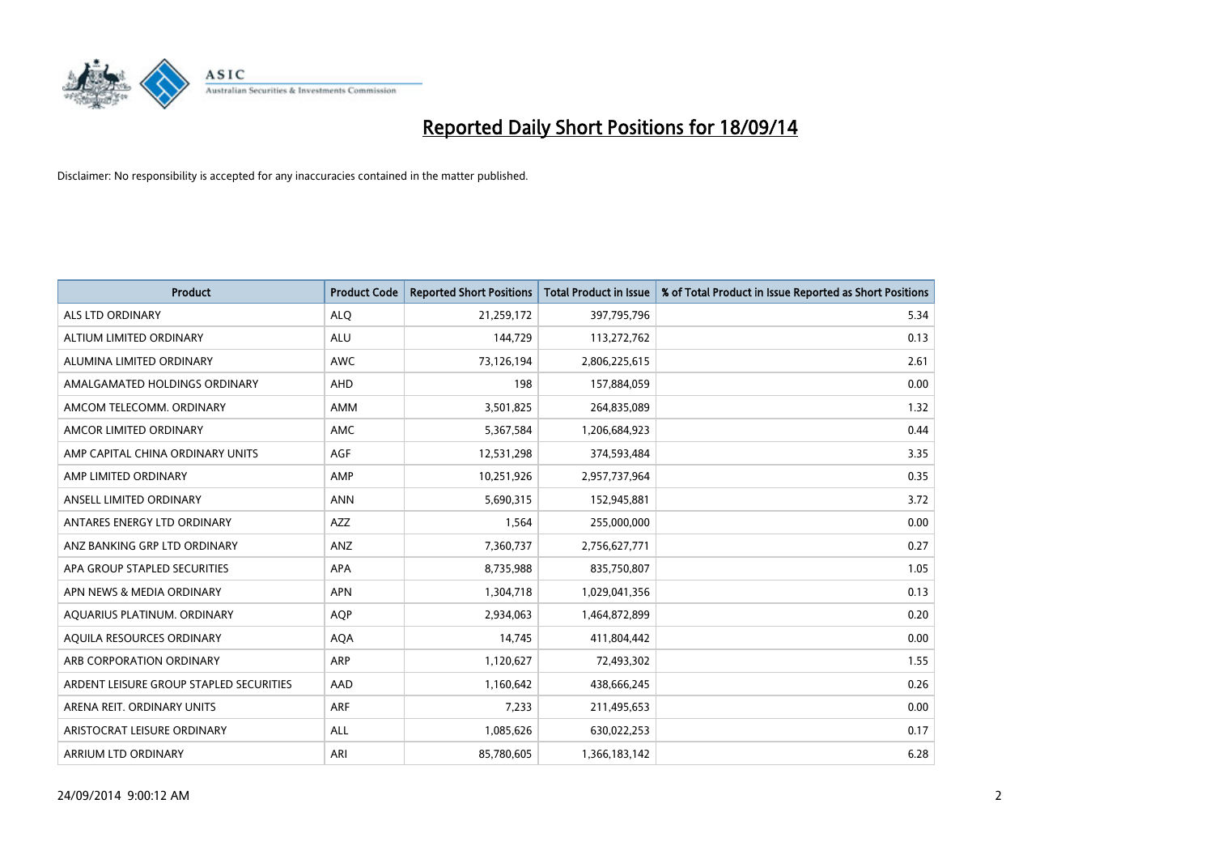# Reported Daily Short Positions for 18/09/14

Disclaimer: No responsibility is accepted for any inaccuracies contained in the matter published.

| Product | Product Code | Reported Short Positions | Total Product in Issue | % of Total Product in Issue Reported as Short Positions |
|---|---|---|---|---|
| ALS LTD ORDINARY | ALQ | 21,259,172 | 397,795,796 | 5.34 |
| ALTIUM LIMITED ORDINARY | ALU | 144,729 | 113,272,762 | 0.13 |
| ALUMINA LIMITED ORDINARY | AWC | 73,126,194 | 2,806,225,615 | 2.61 |
| AMALGAMATED HOLDINGS ORDINARY | AHD | 198 | 157,884,059 | 0.00 |
| AMCOM TELECOMM. ORDINARY | AMM | 3,501,825 | 264,835,089 | 1.32 |
| AMCOR LIMITED ORDINARY | AMC | 5,367,584 | 1,206,684,923 | 0.44 |
| AMP CAPITAL CHINA ORDINARY UNITS | AGF | 12,531,298 | 374,593,484 | 3.35 |
| AMP LIMITED ORDINARY | AMP | 10,251,926 | 2,957,737,964 | 0.35 |
| ANSELL LIMITED ORDINARY | ANN | 5,690,315 | 152,945,881 | 3.72 |
| ANTARES ENERGY LTD ORDINARY | AZZ | 1,564 | 255,000,000 | 0.00 |
| ANZ BANKING GRP LTD ORDINARY | ANZ | 7,360,737 | 2,756,627,771 | 0.27 |
| APA GROUP STAPLED SECURITIES | APA | 8,735,988 | 835,750,807 | 1.05 |
| APN NEWS & MEDIA ORDINARY | APN | 1,304,718 | 1,029,041,356 | 0.13 |
| AQUARIUS PLATINUM. ORDINARY | AQP | 2,934,063 | 1,464,872,899 | 0.20 |
| AQUILA RESOURCES ORDINARY | AQA | 14,745 | 411,804,442 | 0.00 |
| ARB CORPORATION ORDINARY | ARP | 1,120,627 | 72,493,302 | 1.55 |
| ARDENT LEISURE GROUP STAPLED SECURITIES | AAD | 1,160,642 | 438,666,245 | 0.26 |
| ARENA REIT. ORDINARY UNITS | ARF | 7,233 | 211,495,653 | 0.00 |
| ARISTOCRAT LEISURE ORDINARY | ALL | 1,085,626 | 630,022,253 | 0.17 |
| ARRIUM LTD ORDINARY | ARI | 85,780,605 | 1,366,183,142 | 6.28 |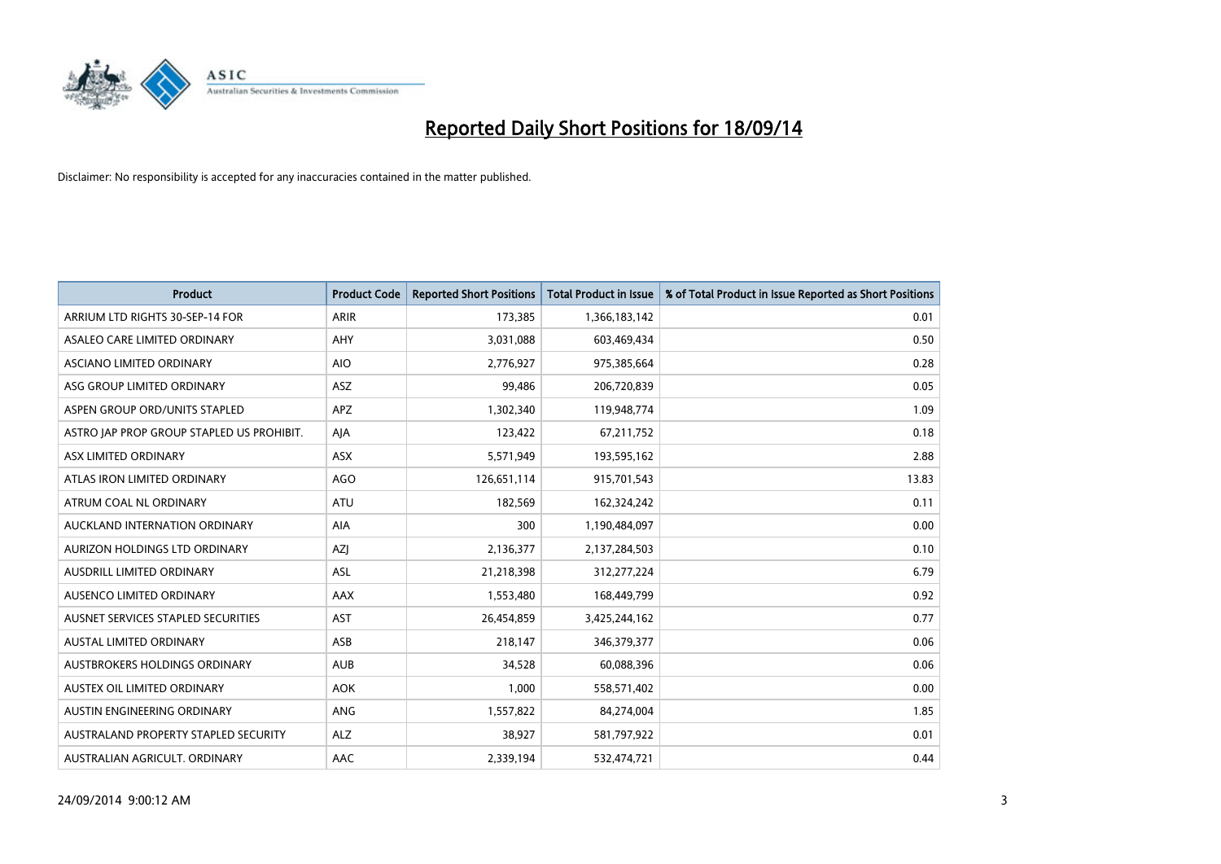# Reported Daily Short Positions for 18/09/14

Disclaimer: No responsibility is accepted for any inaccuracies contained in the matter published.

| Product | Product Code | Reported Short Positions | Total Product in Issue | % of Total Product in Issue Reported as Short Positions |
|---|---|---|---|---|
| ARRIUM LTD RIGHTS 30-SEP-14 FOR | ARIR | 173,385 | 1,366,183,142 | 0.01 |
| ASALEO CARE LIMITED ORDINARY | AHY | 3,031,088 | 603,469,434 | 0.50 |
| ASCIANO LIMITED ORDINARY | AIO | 2,776,927 | 975,385,664 | 0.28 |
| ASG GROUP LIMITED ORDINARY | ASZ | 99,486 | 206,720,839 | 0.05 |
| ASPEN GROUP ORD/UNITS STAPLED | APZ | 1,302,340 | 119,948,774 | 1.09 |
| ASTRO JAP PROP GROUP STAPLED US PROHIBIT. | AJA | 123,422 | 67,211,752 | 0.18 |
| ASX LIMITED ORDINARY | ASX | 5,571,949 | 193,595,162 | 2.88 |
| ATLAS IRON LIMITED ORDINARY | AGO | 126,651,114 | 915,701,543 | 13.83 |
| ATRUM COAL NL ORDINARY | ATU | 182,569 | 162,324,242 | 0.11 |
| AUCKLAND INTERNATION ORDINARY | AIA | 300 | 1,190,484,097 | 0.00 |
| AURIZON HOLDINGS LTD ORDINARY | AZJ | 2,136,377 | 2,137,284,503 | 0.10 |
| AUSDRILL LIMITED ORDINARY | ASL | 21,218,398 | 312,277,224 | 6.79 |
| AUSENCO LIMITED ORDINARY | AAX | 1,553,480 | 168,449,799 | 0.92 |
| AUSNET SERVICES STAPLED SECURITIES | AST | 26,454,859 | 3,425,244,162 | 0.77 |
| AUSTAL LIMITED ORDINARY | ASB | 218,147 | 346,379,377 | 0.06 |
| AUSTBROKERS HOLDINGS ORDINARY | AUB | 34,528 | 60,088,396 | 0.06 |
| AUSTEX OIL LIMITED ORDINARY | AOK | 1,000 | 558,571,402 | 0.00 |
| AUSTIN ENGINEERING ORDINARY | ANG | 1,557,822 | 84,274,004 | 1.85 |
| AUSTRALAND PROPERTY STAPLED SECURITY | ALZ | 38,927 | 581,797,922 | 0.01 |
| AUSTRALIAN AGRICULT. ORDINARY | AAC | 2,339,194 | 532,474,721 | 0.44 |

24/09/2014 9:00:12 AM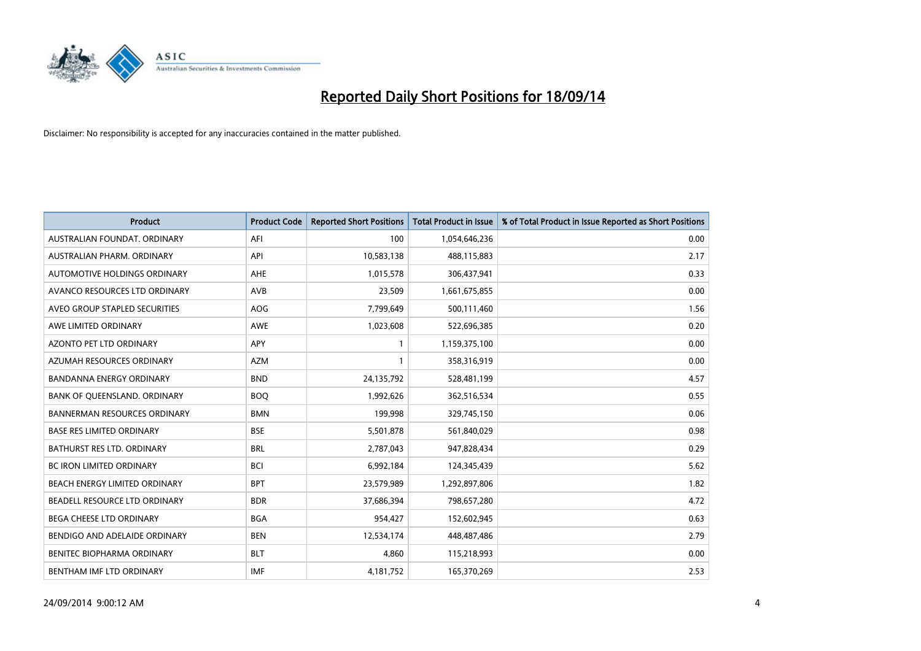# Reported Daily Short Positions for 18/09/14

Disclaimer: No responsibility is accepted for any inaccuracies contained in the matter published.

| Product | Product Code | Reported Short Positions | Total Product in Issue | % of Total Product in Issue Reported as Short Positions |
|---|---|---|---|---|
| AUSTRALIAN FOUNDAT. ORDINARY | AFI | 100 | 1,054,646,236 | 0.00 |
| AUSTRALIAN PHARM. ORDINARY | API | 10,583,138 | 488,115,883 | 2.17 |
| AUTOMOTIVE HOLDINGS ORDINARY | AHE | 1,015,578 | 306,437,941 | 0.33 |
| AVANCO RESOURCES LTD ORDINARY | AVB | 23,509 | 1,661,675,855 | 0.00 |
| AVEO GROUP STAPLED SECURITIES | AOG | 7,799,649 | 500,111,460 | 1.56 |
| AWE LIMITED ORDINARY | AWE | 1,023,608 | 522,696,385 | 0.20 |
| AZONTO PET LTD ORDINARY | APY | 1 | 1,159,375,100 | 0.00 |
| AZUMAH RESOURCES ORDINARY | AZM | 1 | 358,316,919 | 0.00 |
| BANDANNA ENERGY ORDINARY | BND | 24,135,792 | 528,481,199 | 4.57 |
| BANK OF QUEENSLAND. ORDINARY | BOQ | 1,992,626 | 362,516,534 | 0.55 |
| BANNERMAN RESOURCES ORDINARY | BMN | 199,998 | 329,745,150 | 0.06 |
| BASE RES LIMITED ORDINARY | BSE | 5,501,878 | 561,840,029 | 0.98 |
| BATHURST RES LTD. ORDINARY | BRL | 2,787,043 | 947,828,434 | 0.29 |
| BC IRON LIMITED ORDINARY | BCI | 6,992,184 | 124,345,439 | 5.62 |
| BEACH ENERGY LIMITED ORDINARY | BPT | 23,579,989 | 1,292,897,806 | 1.82 |
| BEADELL RESOURCE LTD ORDINARY | BDR | 37,686,394 | 798,657,280 | 4.72 |
| BEGA CHEESE LTD ORDINARY | BGA | 954,427 | 152,602,945 | 0.63 |
| BENDIGO AND ADELAIDE ORDINARY | BEN | 12,534,174 | 448,487,486 | 2.79 |
| BENITEC BIOPHARMA ORDINARY | BLT | 4,860 | 115,218,993 | 0.00 |
| BENTHAM IMF LTD ORDINARY | IMF | 4,181,752 | 165,370,269 | 2.53 |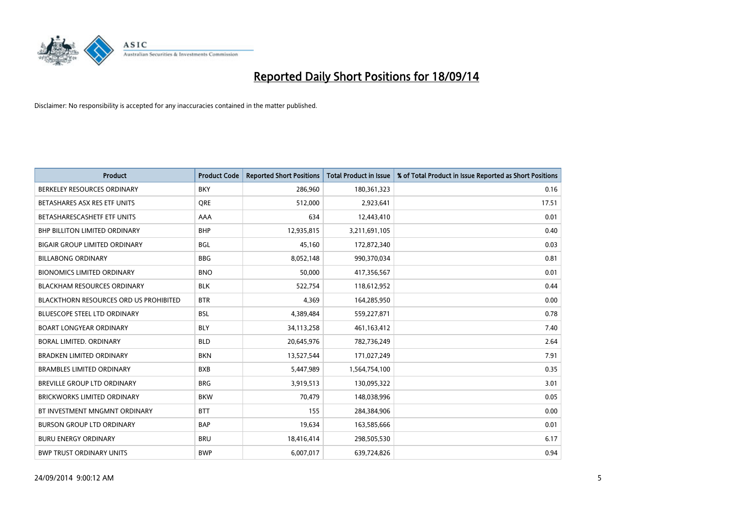# Reported Daily Short Positions for 18/09/14

Disclaimer: No responsibility is accepted for any inaccuracies contained in the matter published.

| Product | Product Code | Reported Short Positions | Total Product in Issue | % of Total Product in Issue Reported as Short Positions |
|---|---|---|---|---|
| BERKELEY RESOURCES ORDINARY | BKY | 286,960 | 180,361,323 | 0.16 |
| BETASHARES ASX RES ETF UNITS | QRE | 512,000 | 2,923,641 | 17.51 |
| BETASHARESCASHETF ETF UNITS | AAA | 634 | 12,443,410 | 0.01 |
| BHP BILLITON LIMITED ORDINARY | BHP | 12,935,815 | 3,211,691,105 | 0.40 |
| BIGAIR GROUP LIMITED ORDINARY | BGL | 45,160 | 172,872,340 | 0.03 |
| BILLABONG ORDINARY | BBG | 8,052,148 | 990,370,034 | 0.81 |
| BIONOMICS LIMITED ORDINARY | BNO | 50,000 | 417,356,567 | 0.01 |
| BLACKHAM RESOURCES ORDINARY | BLK | 522,754 | 118,612,952 | 0.44 |
| BLACKTHORN RESOURCES ORD US PROHIBITED | BTR | 4,369 | 164,285,950 | 0.00 |
| BLUESCOPE STEEL LTD ORDINARY | BSL | 4,389,484 | 559,227,871 | 0.78 |
| BOART LONGYEAR ORDINARY | BLY | 34,113,258 | 461,163,412 | 7.40 |
| BORAL LIMITED. ORDINARY | BLD | 20,645,976 | 782,736,249 | 2.64 |
| BRADKEN LIMITED ORDINARY | BKN | 13,527,544 | 171,027,249 | 7.91 |
| BRAMBLES LIMITED ORDINARY | BXB | 5,447,989 | 1,564,754,100 | 0.35 |
| BREVILLE GROUP LTD ORDINARY | BRG | 3,919,513 | 130,095,322 | 3.01 |
| BRICKWORKS LIMITED ORDINARY | BKW | 70,479 | 148,038,996 | 0.05 |
| BT INVESTMENT MNGMNT ORDINARY | BTT | 155 | 284,384,906 | 0.00 |
| BURSON GROUP LTD ORDINARY | BAP | 19,634 | 163,585,666 | 0.01 |
| BURU ENERGY ORDINARY | BRU | 18,416,414 | 298,505,530 | 6.17 |
| BWP TRUST ORDINARY UNITS | BWP | 6,007,017 | 639,724,826 | 0.94 |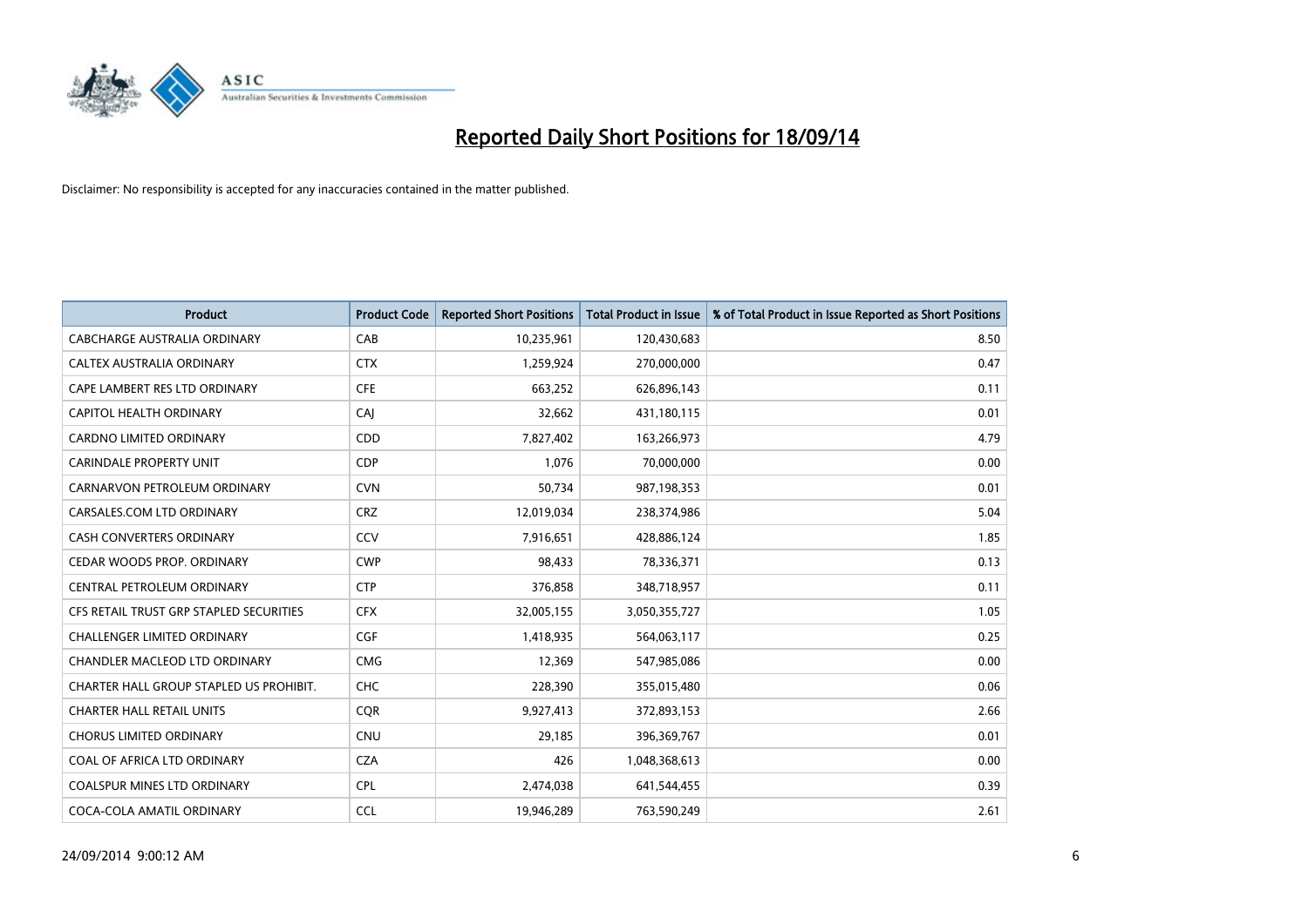# Reported Daily Short Positions for 18/09/14

Disclaimer: No responsibility is accepted for any inaccuracies contained in the matter published.

| Product | Product Code | Reported Short Positions | Total Product in Issue | % of Total Product in Issue Reported as Short Positions |
|---|---|---|---|---|
| CABCHARGE AUSTRALIA ORDINARY | CAB | 10,235,961 | 120,430,683 | 8.50 |
| CALTEX AUSTRALIA ORDINARY | CTX | 1,259,924 | 270,000,000 | 0.47 |
| CAPE LAMBERT RES LTD ORDINARY | CFE | 663,252 | 626,896,143 | 0.11 |
| CAPITOL HEALTH ORDINARY | CAJ | 32,662 | 431,180,115 | 0.01 |
| CARDNO LIMITED ORDINARY | CDD | 7,827,402 | 163,266,973 | 4.79 |
| CARINDALE PROPERTY UNIT | CDP | 1,076 | 70,000,000 | 0.00 |
| CARNARVON PETROLEUM ORDINARY | CVN | 50,734 | 987,198,353 | 0.01 |
| CARSALES.COM LTD ORDINARY | CRZ | 12,019,034 | 238,374,986 | 5.04 |
| CASH CONVERTERS ORDINARY | CCV | 7,916,651 | 428,886,124 | 1.85 |
| CEDAR WOODS PROP. ORDINARY | CWP | 98,433 | 78,336,371 | 0.13 |
| CENTRAL PETROLEUM ORDINARY | CTP | 376,858 | 348,718,957 | 0.11 |
| CFS RETAIL TRUST GRP STAPLED SECURITIES | CFX | 32,005,155 | 3,050,355,727 | 1.05 |
| CHALLENGER LIMITED ORDINARY | CGF | 1,418,935 | 564,063,117 | 0.25 |
| CHANDLER MACLEOD LTD ORDINARY | CMG | 12,369 | 547,985,086 | 0.00 |
| CHARTER HALL GROUP STAPLED US PROHIBIT. | CHC | 228,390 | 355,015,480 | 0.06 |
| CHARTER HALL RETAIL UNITS | CQR | 9,927,413 | 372,893,153 | 2.66 |
| CHORUS LIMITED ORDINARY | CNU | 29,185 | 396,369,767 | 0.01 |
| COAL OF AFRICA LTD ORDINARY | CZA | 426 | 1,048,368,613 | 0.00 |
| COALSPUR MINES LTD ORDINARY | CPL | 2,474,038 | 641,544,455 | 0.39 |
| COCA-COLA AMATIL ORDINARY | CCL | 19,946,289 | 763,590,249 | 2.61 |

24/09/2014 9:00:12 AM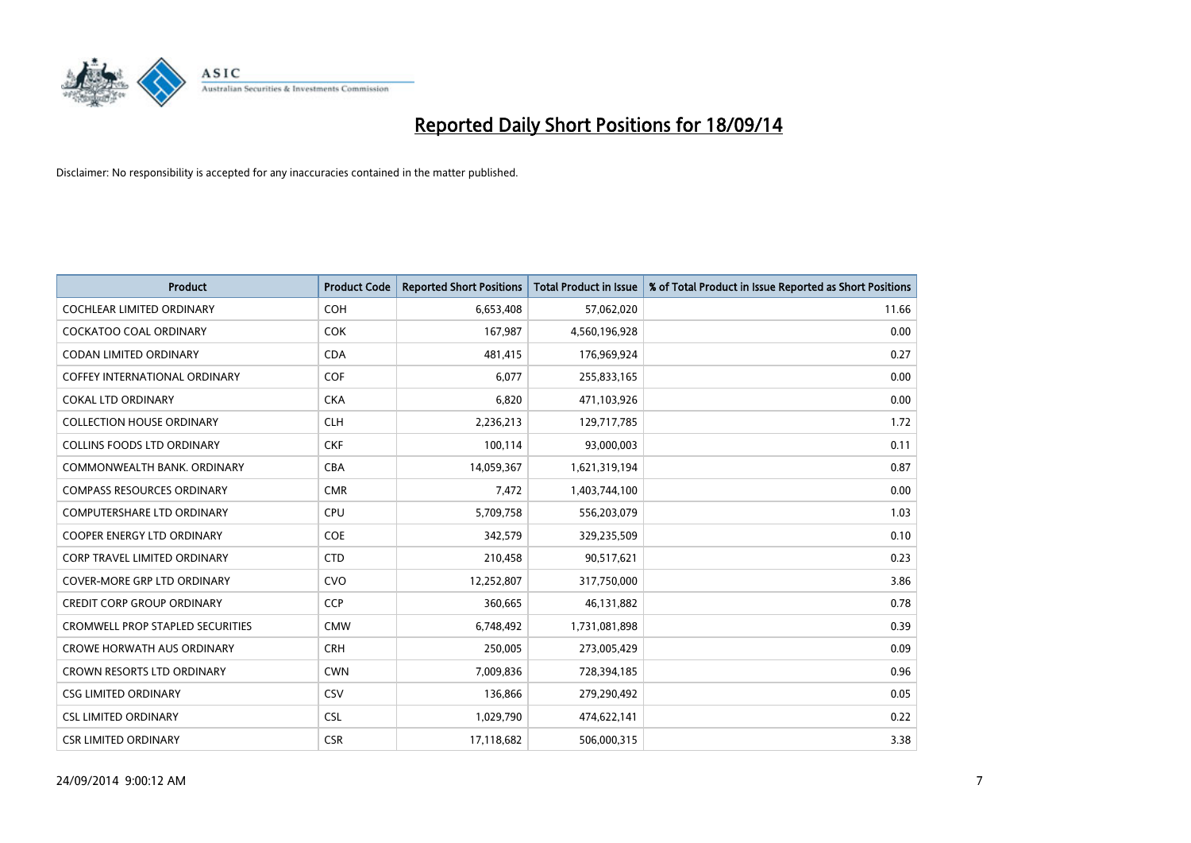# Reported Daily Short Positions for 18/09/14

Disclaimer: No responsibility is accepted for any inaccuracies contained in the matter published.

| Product | Product Code | Reported Short Positions | Total Product in Issue | % of Total Product in Issue Reported as Short Positions |
|---|---|---|---|---|
| COCHLEAR LIMITED ORDINARY | COH | 6,653,408 | 57,062,020 | 11.66 |
| COCKATOO COAL ORDINARY | COK | 167,987 | 4,560,196,928 | 0.00 |
| CODAN LIMITED ORDINARY | CDA | 481,415 | 176,969,924 | 0.27 |
| COFFEY INTERNATIONAL ORDINARY | COF | 6,077 | 255,833,165 | 0.00 |
| COKAL LTD ORDINARY | CKA | 6,820 | 471,103,926 | 0.00 |
| COLLECTION HOUSE ORDINARY | CLH | 2,236,213 | 129,717,785 | 1.72 |
| COLLINS FOODS LTD ORDINARY | CKF | 100,114 | 93,000,003 | 0.11 |
| COMMONWEALTH BANK. ORDINARY | CBA | 14,059,367 | 1,621,319,194 | 0.87 |
| COMPASS RESOURCES ORDINARY | CMR | 7,472 | 1,403,744,100 | 0.00 |
| COMPUTERSHARE LTD ORDINARY | CPU | 5,709,758 | 556,203,079 | 1.03 |
| COOPER ENERGY LTD ORDINARY | COE | 342,579 | 329,235,509 | 0.10 |
| CORP TRAVEL LIMITED ORDINARY | CTD | 210,458 | 90,517,621 | 0.23 |
| COVER-MORE GRP LTD ORDINARY | CVO | 12,252,807 | 317,750,000 | 3.86 |
| CREDIT CORP GROUP ORDINARY | CCP | 360,665 | 46,131,882 | 0.78 |
| CROMWELL PROP STAPLED SECURITIES | CMW | 6,748,492 | 1,731,081,898 | 0.39 |
| CROWE HORWATH AUS ORDINARY | CRH | 250,005 | 273,005,429 | 0.09 |
| CROWN RESORTS LTD ORDINARY | CWN | 7,009,836 | 728,394,185 | 0.96 |
| CSG LIMITED ORDINARY | CSV | 136,866 | 279,290,492 | 0.05 |
| CSL LIMITED ORDINARY | CSL | 1,029,790 | 474,622,141 | 0.22 |
| CSR LIMITED ORDINARY | CSR | 17,118,682 | 506,000,315 | 3.38 |

24/09/2014 9:00:12 AM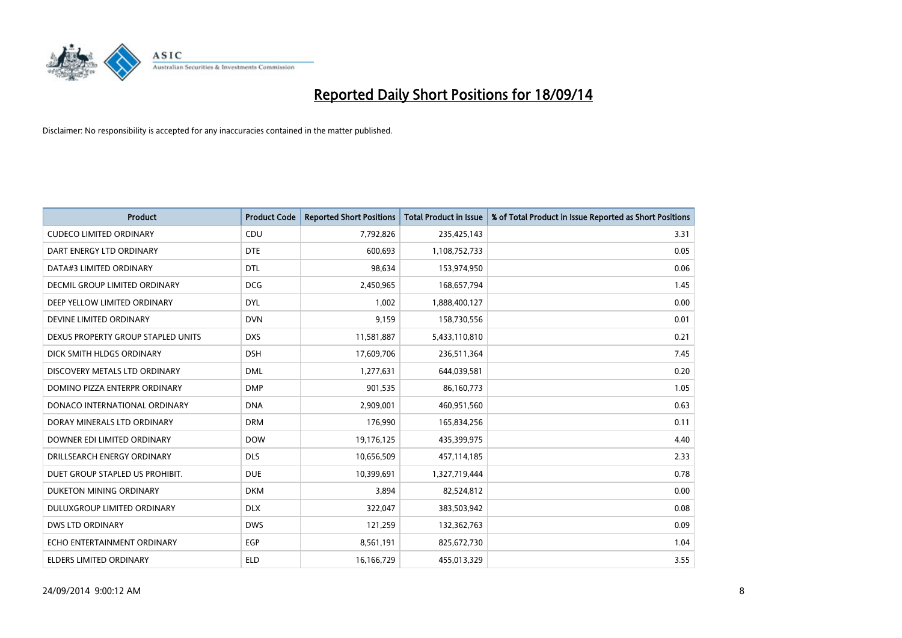# Reported Daily Short Positions for 18/09/14

Disclaimer: No responsibility is accepted for any inaccuracies contained in the matter published.

| Product | Product Code | Reported Short Positions | Total Product in Issue | % of Total Product in Issue Reported as Short Positions |
|---|---|---|---|---|
| CUDECO LIMITED ORDINARY | CDU | 7,792,826 | 235,425,143 | 3.31 |
| DART ENERGY LTD ORDINARY | DTE | 600,693 | 1,108,752,733 | 0.05 |
| DATA#3 LIMITED ORDINARY | DTL | 98,634 | 153,974,950 | 0.06 |
| DECMIL GROUP LIMITED ORDINARY | DCG | 2,450,965 | 168,657,794 | 1.45 |
| DEEP YELLOW LIMITED ORDINARY | DYL | 1,002 | 1,888,400,127 | 0.00 |
| DEVINE LIMITED ORDINARY | DVN | 9,159 | 158,730,556 | 0.01 |
| DEXUS PROPERTY GROUP STAPLED UNITS | DXS | 11,581,887 | 5,433,110,810 | 0.21 |
| DICK SMITH HLDGS ORDINARY | DSH | 17,609,706 | 236,511,364 | 7.45 |
| DISCOVERY METALS LTD ORDINARY | DML | 1,277,631 | 644,039,581 | 0.20 |
| DOMINO PIZZA ENTERPR ORDINARY | DMP | 901,535 | 86,160,773 | 1.05 |
| DONACO INTERNATIONAL ORDINARY | DNA | 2,909,001 | 460,951,560 | 0.63 |
| DORAY MINERALS LTD ORDINARY | DRM | 176,990 | 165,834,256 | 0.11 |
| DOWNER EDI LIMITED ORDINARY | DOW | 19,176,125 | 435,399,975 | 4.40 |
| DRILLSEARCH ENERGY ORDINARY | DLS | 10,656,509 | 457,114,185 | 2.33 |
| DUET GROUP STAPLED US PROHIBIT. | DUE | 10,399,691 | 1,327,719,444 | 0.78 |
| DUKETON MINING ORDINARY | DKM | 3,894 | 82,524,812 | 0.00 |
| DULUXGROUP LIMITED ORDINARY | DLX | 322,047 | 383,503,942 | 0.08 |
| DWS LTD ORDINARY | DWS | 121,259 | 132,362,763 | 0.09 |
| ECHO ENTERTAINMENT ORDINARY | EGP | 8,561,191 | 825,672,730 | 1.04 |
| ELDERS LIMITED ORDINARY | ELD | 16,166,729 | 455,013,329 | 3.55 |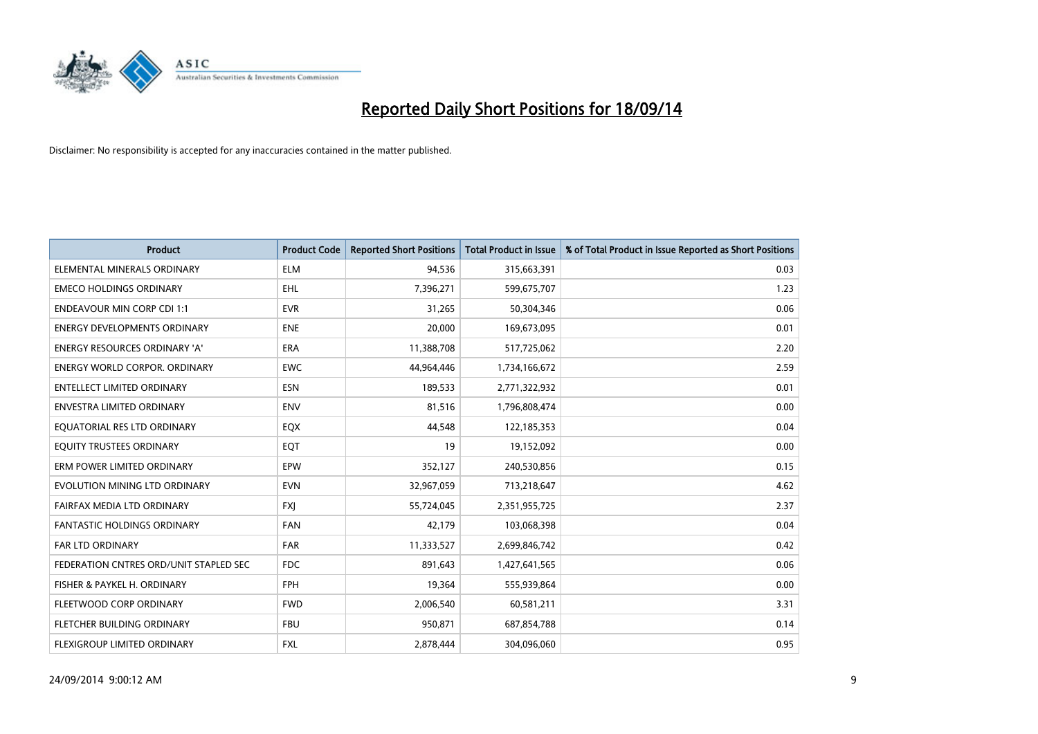# Reported Daily Short Positions for 18/09/14

Disclaimer: No responsibility is accepted for any inaccuracies contained in the matter published.

| Product | Product Code | Reported Short Positions | Total Product in Issue | % of Total Product in Issue Reported as Short Positions |
|---|---|---|---|---|
| ELEMENTAL MINERALS ORDINARY | ELM | 94,536 | 315,663,391 | 0.03 |
| EMECO HOLDINGS ORDINARY | EHL | 7,396,271 | 599,675,707 | 1.23 |
| ENDEAVOUR MIN CORP CDI 1:1 | EVR | 31,265 | 50,304,346 | 0.06 |
| ENERGY DEVELOPMENTS ORDINARY | ENE | 20,000 | 169,673,095 | 0.01 |
| ENERGY RESOURCES ORDINARY 'A' | ERA | 11,388,708 | 517,725,062 | 2.20 |
| ENERGY WORLD CORPOR. ORDINARY | EWC | 44,964,446 | 1,734,166,672 | 2.59 |
| ENTELLECT LIMITED ORDINARY | ESN | 189,533 | 2,771,322,932 | 0.01 |
| ENVESTRA LIMITED ORDINARY | ENV | 81,516 | 1,796,808,474 | 0.00 |
| EQUATORIAL RES LTD ORDINARY | EQX | 44,548 | 122,185,353 | 0.04 |
| EQUITY TRUSTEES ORDINARY | EQT | 19 | 19,152,092 | 0.00 |
| ERM POWER LIMITED ORDINARY | EPW | 352,127 | 240,530,856 | 0.15 |
| EVOLUTION MINING LTD ORDINARY | EVN | 32,967,059 | 713,218,647 | 4.62 |
| FAIRFAX MEDIA LTD ORDINARY | FXJ | 55,724,045 | 2,351,955,725 | 2.37 |
| FANTASTIC HOLDINGS ORDINARY | FAN | 42,179 | 103,068,398 | 0.04 |
| FAR LTD ORDINARY | FAR | 11,333,527 | 2,699,846,742 | 0.42 |
| FEDERATION CNTRES ORD/UNIT STAPLED SEC | FDC | 891,643 | 1,427,641,565 | 0.06 |
| FISHER & PAYKEL H. ORDINARY | FPH | 19,364 | 555,939,864 | 0.00 |
| FLEETWOOD CORP ORDINARY | FWD | 2,006,540 | 60,581,211 | 3.31 |
| FLETCHER BUILDING ORDINARY | FBU | 950,871 | 687,854,788 | 0.14 |
| FLEXIGROUP LIMITED ORDINARY | FXL | 2,878,444 | 304,096,060 | 0.95 |

24/09/2014 9:00:12 AM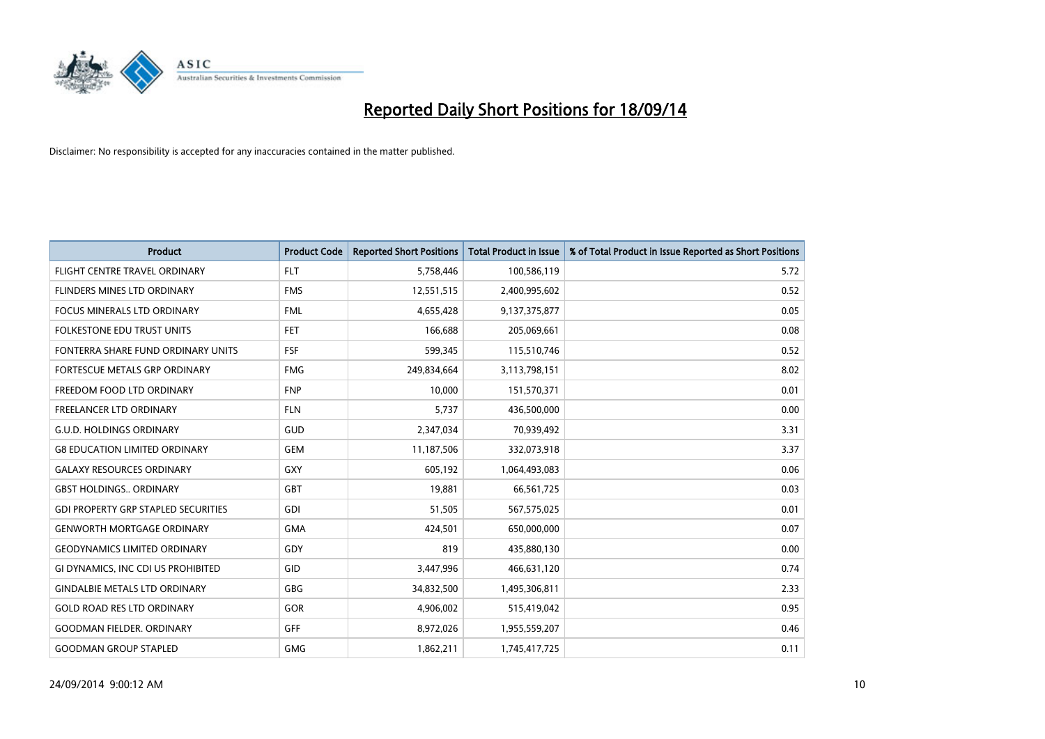# Reported Daily Short Positions for 18/09/14

Disclaimer: No responsibility is accepted for any inaccuracies contained in the matter published.

| Product | Product Code | Reported Short Positions | Total Product in Issue | % of Total Product in Issue Reported as Short Positions |
|---|---|---|---|---|
| FLIGHT CENTRE TRAVEL ORDINARY | FLT | 5,758,446 | 100,586,119 | 5.72 |
| FLINDERS MINES LTD ORDINARY | FMS | 12,551,515 | 2,400,995,602 | 0.52 |
| FOCUS MINERALS LTD ORDINARY | FML | 4,655,428 | 9,137,375,877 | 0.05 |
| FOLKESTONE EDU TRUST UNITS | FET | 166,688 | 205,069,661 | 0.08 |
| FONTERRA SHARE FUND ORDINARY UNITS | FSF | 599,345 | 115,510,746 | 0.52 |
| FORTESCUE METALS GRP ORDINARY | FMG | 249,834,664 | 3,113,798,151 | 8.02 |
| FREEDOM FOOD LTD ORDINARY | FNP | 10,000 | 151,570,371 | 0.01 |
| FREELANCER LTD ORDINARY | FLN | 5,737 | 436,500,000 | 0.00 |
| G.U.D. HOLDINGS ORDINARY | GUD | 2,347,034 | 70,939,492 | 3.31 |
| G8 EDUCATION LIMITED ORDINARY | GEM | 11,187,506 | 332,073,918 | 3.37 |
| GALAXY RESOURCES ORDINARY | GXY | 605,192 | 1,064,493,083 | 0.06 |
| GBST HOLDINGS.. ORDINARY | GBT | 19,881 | 66,561,725 | 0.03 |
| GDI PROPERTY GRP STAPLED SECURITIES | GDI | 51,505 | 567,575,025 | 0.01 |
| GENWORTH MORTGAGE ORDINARY | GMA | 424,501 | 650,000,000 | 0.07 |
| GEODYNAMICS LIMITED ORDINARY | GDY | 819 | 435,880,130 | 0.00 |
| GI DYNAMICS, INC CDI US PROHIBITED | GID | 3,447,996 | 466,631,120 | 0.74 |
| GINDALBIE METALS LTD ORDINARY | GBG | 34,832,500 | 1,495,306,811 | 2.33 |
| GOLD ROAD RES LTD ORDINARY | GOR | 4,906,002 | 515,419,042 | 0.95 |
| GOODMAN FIELDER. ORDINARY | GFF | 8,972,026 | 1,955,559,207 | 0.46 |
| GOODMAN GROUP STAPLED | GMG | 1,862,211 | 1,745,417,725 | 0.11 |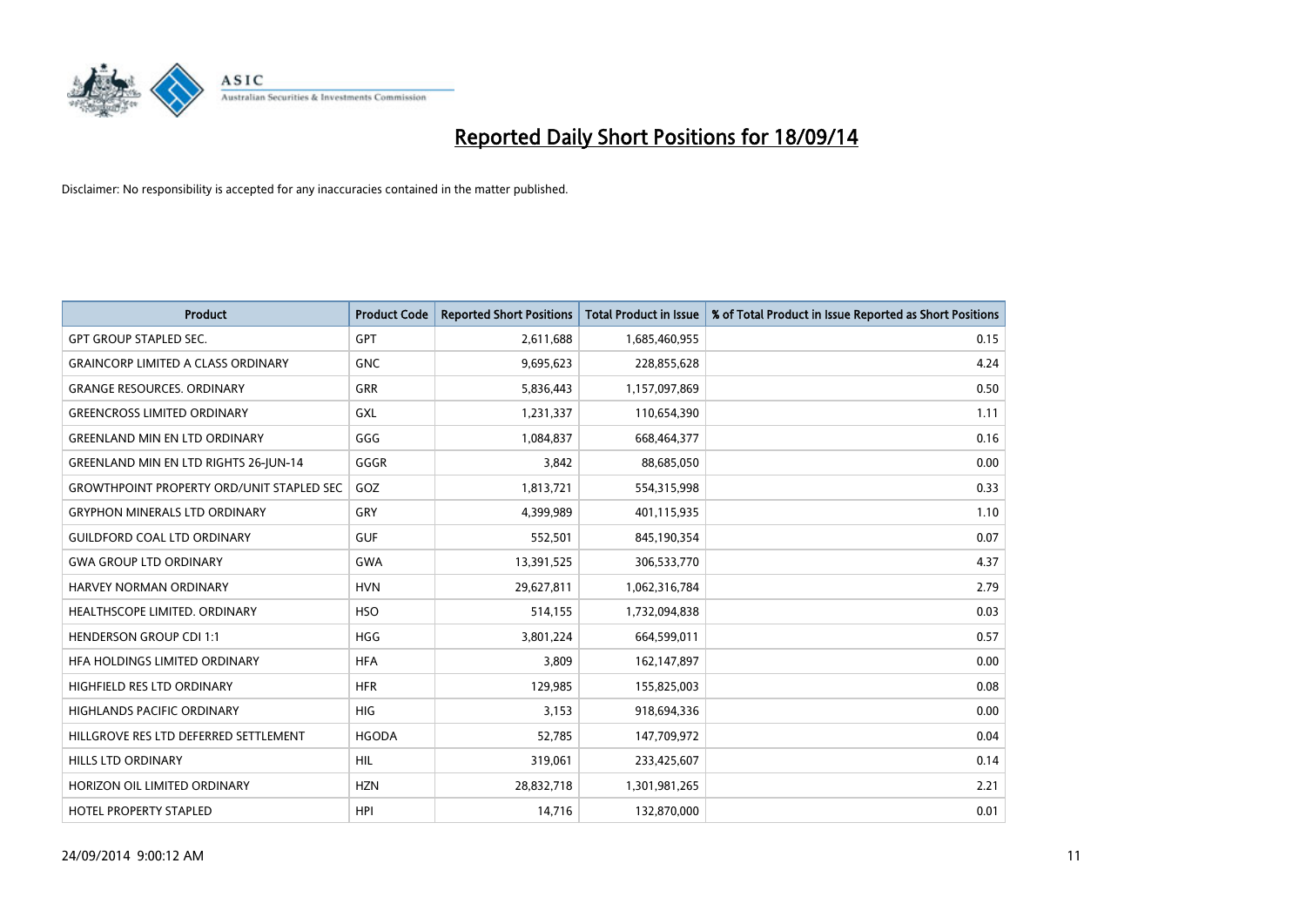# Reported Daily Short Positions for 18/09/14

Disclaimer: No responsibility is accepted for any inaccuracies contained in the matter published.

| Product | Product Code | Reported Short Positions | Total Product in Issue | % of Total Product in Issue Reported as Short Positions |
|---|---|---|---|---|
| GPT GROUP STAPLED SEC. | GPT | 2,611,688 | 1,685,460,955 | 0.15 |
| GRAINCORP LIMITED A CLASS ORDINARY | GNC | 9,695,623 | 228,855,628 | 4.24 |
| GRANGE RESOURCES. ORDINARY | GRR | 5,836,443 | 1,157,097,869 | 0.50 |
| GREENCROSS LIMITED ORDINARY | GXL | 1,231,337 | 110,654,390 | 1.11 |
| GREENLAND MIN EN LTD ORDINARY | GGG | 1,084,837 | 668,464,377 | 0.16 |
| GREENLAND MIN EN LTD RIGHTS 26-JUN-14 | GGGR | 3,842 | 88,685,050 | 0.00 |
| GROWTHPOINT PROPERTY ORD/UNIT STAPLED SEC | GOZ | 1,813,721 | 554,315,998 | 0.33 |
| GRYPHON MINERALS LTD ORDINARY | GRY | 4,399,989 | 401,115,935 | 1.10 |
| GUILDFORD COAL LTD ORDINARY | GUF | 552,501 | 845,190,354 | 0.07 |
| GWA GROUP LTD ORDINARY | GWA | 13,391,525 | 306,533,770 | 4.37 |
| HARVEY NORMAN ORDINARY | HVN | 29,627,811 | 1,062,316,784 | 2.79 |
| HEALTHSCOPE LIMITED. ORDINARY | HSO | 514,155 | 1,732,094,838 | 0.03 |
| HENDERSON GROUP CDI 1:1 | HGG | 3,801,224 | 664,599,011 | 0.57 |
| HFA HOLDINGS LIMITED ORDINARY | HFA | 3,809 | 162,147,897 | 0.00 |
| HIGHFIELD RES LTD ORDINARY | HFR | 129,985 | 155,825,003 | 0.08 |
| HIGHLANDS PACIFIC ORDINARY | HIG | 3,153 | 918,694,336 | 0.00 |
| HILLGROVE RES LTD DEFERRED SETTLEMENT | HGODA | 52,785 | 147,709,972 | 0.04 |
| HILLS LTD ORDINARY | HIL | 319,061 | 233,425,607 | 0.14 |
| HORIZON OIL LIMITED ORDINARY | HZN | 28,832,718 | 1,301,981,265 | 2.21 |
| HOTEL PROPERTY STAPLED | HPI | 14,716 | 132,870,000 | 0.01 |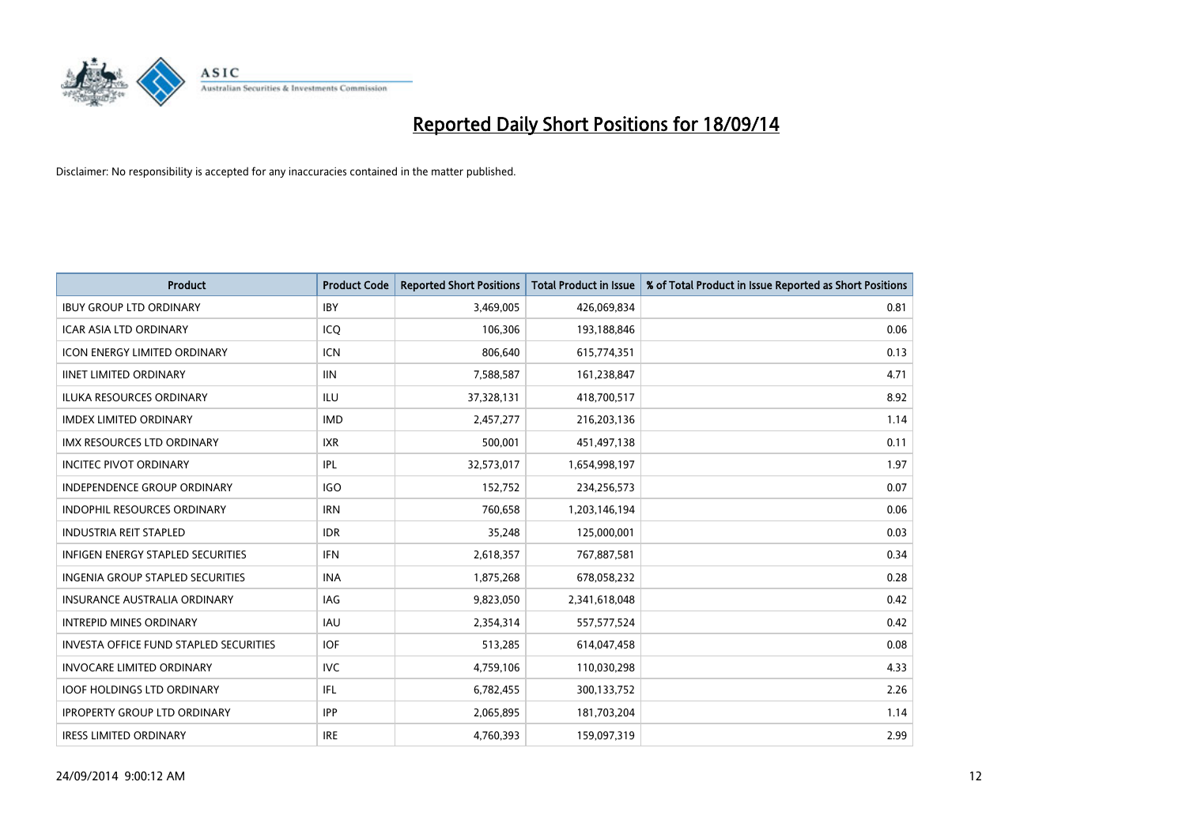# Reported Daily Short Positions for 18/09/14

Disclaimer: No responsibility is accepted for any inaccuracies contained in the matter published.

| Product | Product Code | Reported Short Positions | Total Product in Issue | % of Total Product in Issue Reported as Short Positions |
|---|---|---|---|---|
| IBUY GROUP LTD ORDINARY | IBY | 3,469,005 | 426,069,834 | 0.81 |
| ICAR ASIA LTD ORDINARY | ICQ | 106,306 | 193,188,846 | 0.06 |
| ICON ENERGY LIMITED ORDINARY | ICN | 806,640 | 615,774,351 | 0.13 |
| IINET LIMITED ORDINARY | IIN | 7,588,587 | 161,238,847 | 4.71 |
| ILUKA RESOURCES ORDINARY | ILU | 37,328,131 | 418,700,517 | 8.92 |
| IMDEX LIMITED ORDINARY | IMD | 2,457,277 | 216,203,136 | 1.14 |
| IMX RESOURCES LTD ORDINARY | IXR | 500,001 | 451,497,138 | 0.11 |
| INCITEC PIVOT ORDINARY | IPL | 32,573,017 | 1,654,998,197 | 1.97 |
| INDEPENDENCE GROUP ORDINARY | IGO | 152,752 | 234,256,573 | 0.07 |
| INDOPHIL RESOURCES ORDINARY | IRN | 760,658 | 1,203,146,194 | 0.06 |
| INDUSTRIA REIT STAPLED | IDR | 35,248 | 125,000,001 | 0.03 |
| INFIGEN ENERGY STAPLED SECURITIES | IFN | 2,618,357 | 767,887,581 | 0.34 |
| INGENIA GROUP STAPLED SECURITIES | INA | 1,875,268 | 678,058,232 | 0.28 |
| INSURANCE AUSTRALIA ORDINARY | IAG | 9,823,050 | 2,341,618,048 | 0.42 |
| INTREPID MINES ORDINARY | IAU | 2,354,314 | 557,577,524 | 0.42 |
| INVESTA OFFICE FUND STAPLED SECURITIES | IOF | 513,285 | 614,047,458 | 0.08 |
| INVOCARE LIMITED ORDINARY | IVC | 4,759,106 | 110,030,298 | 4.33 |
| IOOF HOLDINGS LTD ORDINARY | IFL | 6,782,455 | 300,133,752 | 2.26 |
| IPROPERTY GROUP LTD ORDINARY | IPP | 2,065,895 | 181,703,204 | 1.14 |
| IRESS LIMITED ORDINARY | IRE | 4,760,393 | 159,097,319 | 2.99 |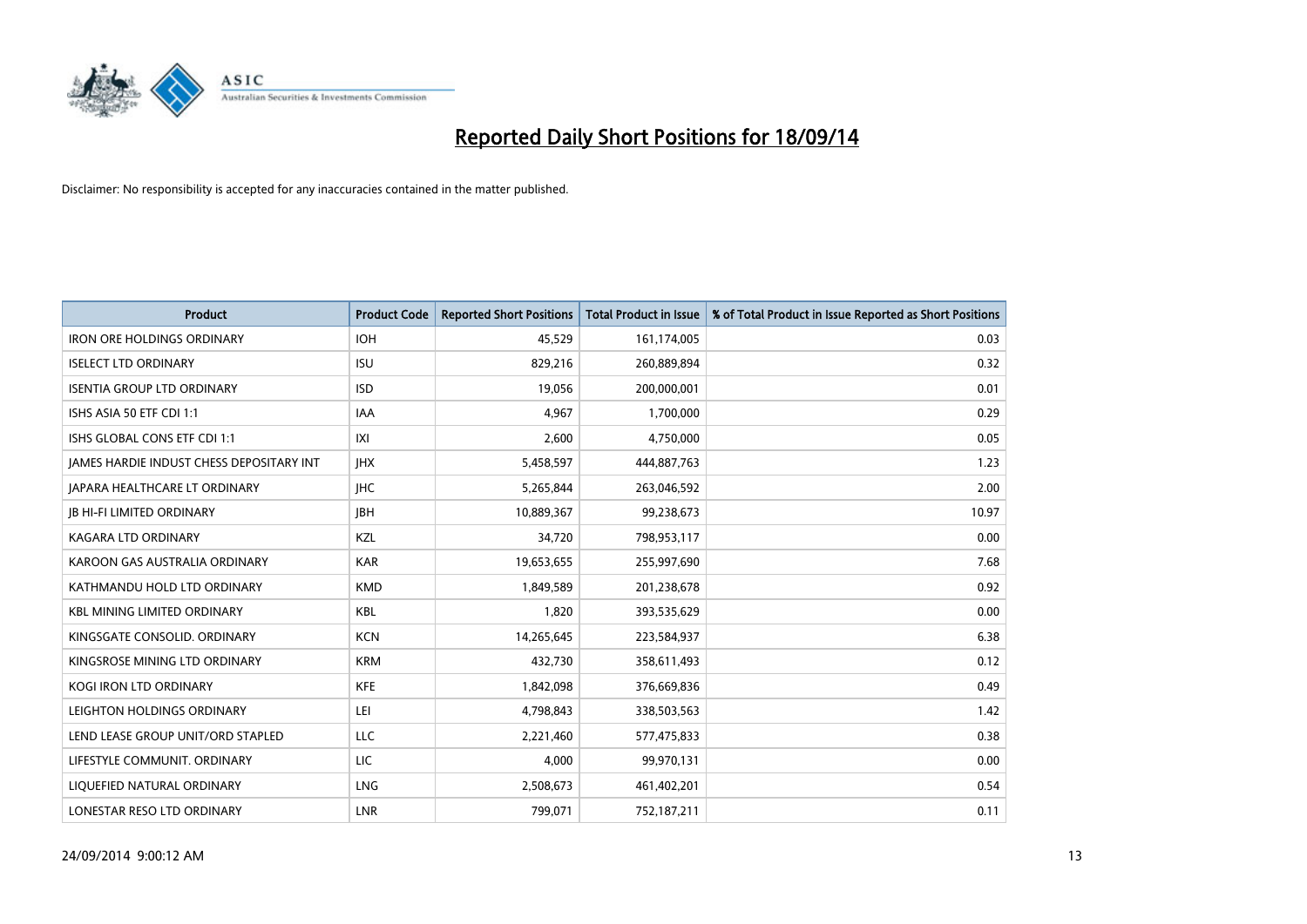# Reported Daily Short Positions for 18/09/14

Disclaimer: No responsibility is accepted for any inaccuracies contained in the matter published.

| Product | Product Code | Reported Short Positions | Total Product in Issue | % of Total Product in Issue Reported as Short Positions |
|---|---|---|---|---|
| IRON ORE HOLDINGS ORDINARY | IOH | 45,529 | 161,174,005 | 0.03 |
| ISELECT LTD ORDINARY | ISU | 829,216 | 260,889,894 | 0.32 |
| ISENTIA GROUP LTD ORDINARY | ISD | 19,056 | 200,000,001 | 0.01 |
| ISHS ASIA 50 ETF CDI 1:1 | IAA | 4,967 | 1,700,000 | 0.29 |
| ISHS GLOBAL CONS ETF CDI 1:1 | IXI | 2,600 | 4,750,000 | 0.05 |
| JAMES HARDIE INDUST CHESS DEPOSITARY INT | JHX | 5,458,597 | 444,887,763 | 1.23 |
| JAPARA HEALTHCARE LT ORDINARY | JHC | 5,265,844 | 263,046,592 | 2.00 |
| JB HI-FI LIMITED ORDINARY | JBH | 10,889,367 | 99,238,673 | 10.97 |
| KAGARA LTD ORDINARY | KZL | 34,720 | 798,953,117 | 0.00 |
| KAROON GAS AUSTRALIA ORDINARY | KAR | 19,653,655 | 255,997,690 | 7.68 |
| KATHMANDU HOLD LTD ORDINARY | KMD | 1,849,589 | 201,238,678 | 0.92 |
| KBL MINING LIMITED ORDINARY | KBL | 1,820 | 393,535,629 | 0.00 |
| KINGSGATE CONSOLID. ORDINARY | KCN | 14,265,645 | 223,584,937 | 6.38 |
| KINGSROSE MINING LTD ORDINARY | KRM | 432,730 | 358,611,493 | 0.12 |
| KOGI IRON LTD ORDINARY | KFE | 1,842,098 | 376,669,836 | 0.49 |
| LEIGHTON HOLDINGS ORDINARY | LEI | 4,798,843 | 338,503,563 | 1.42 |
| LEND LEASE GROUP UNIT/ORD STAPLED | LLC | 2,221,460 | 577,475,833 | 0.38 |
| LIFESTYLE COMMUNIT. ORDINARY | LIC | 4,000 | 99,970,131 | 0.00 |
| LIQUEFIED NATURAL ORDINARY | LNG | 2,508,673 | 461,402,201 | 0.54 |
| LONESTAR RESO LTD ORDINARY | LNR | 799,071 | 752,187,211 | 0.11 |

24/09/2014 9:00:12 AM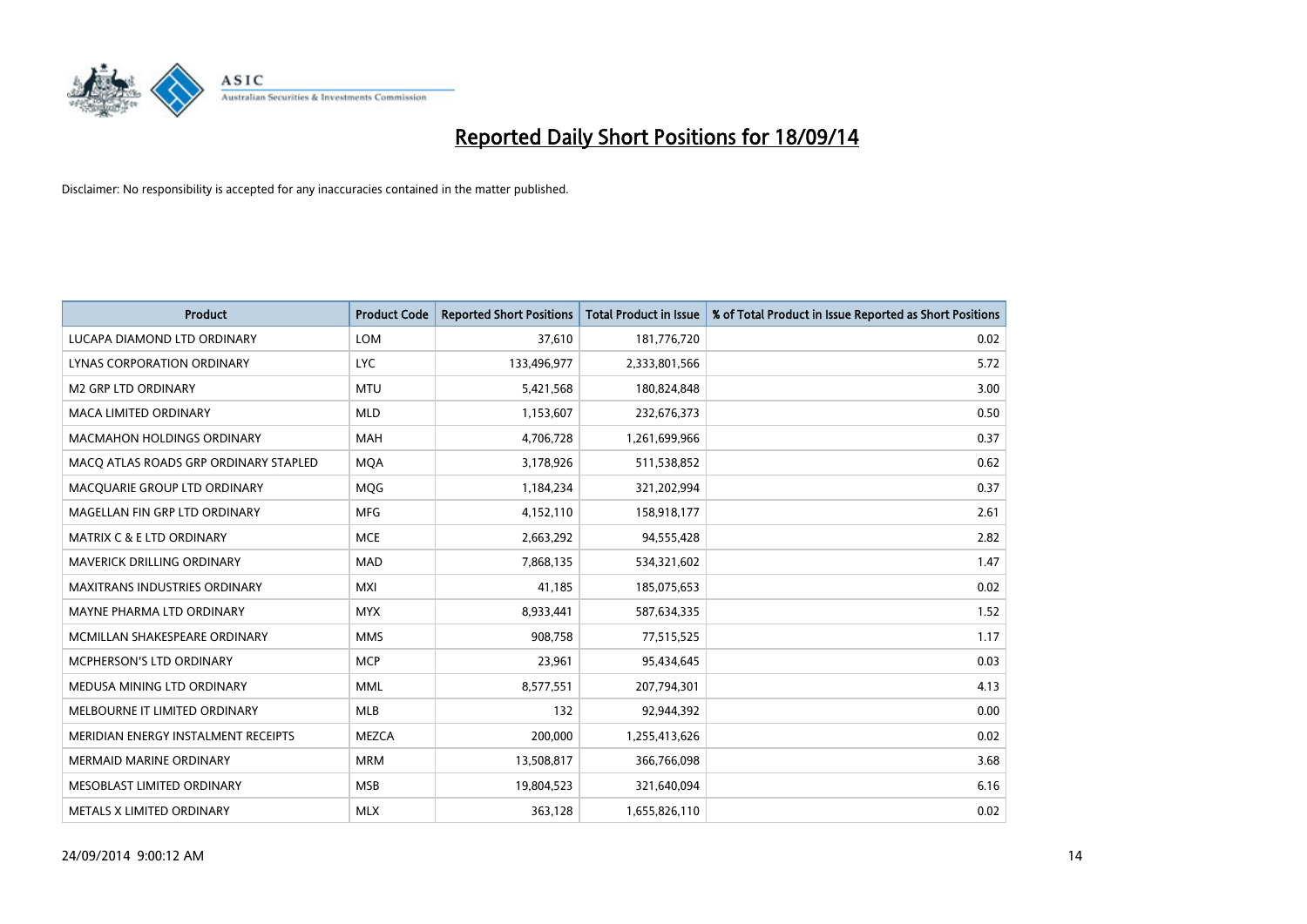# Reported Daily Short Positions for 18/09/14

Disclaimer: No responsibility is accepted for any inaccuracies contained in the matter published.

| Product | Product Code | Reported Short Positions | Total Product in Issue | % of Total Product in Issue Reported as Short Positions |
|---|---|---|---|---|
| LUCAPA DIAMOND LTD ORDINARY | LOM | 37,610 | 181,776,720 | 0.02 |
| LYNAS CORPORATION ORDINARY | LYC | 133,496,977 | 2,333,801,566 | 5.72 |
| M2 GRP LTD ORDINARY | MTU | 5,421,568 | 180,824,848 | 3.00 |
| MACA LIMITED ORDINARY | MLD | 1,153,607 | 232,676,373 | 0.50 |
| MACMAHON HOLDINGS ORDINARY | MAH | 4,706,728 | 1,261,699,966 | 0.37 |
| MACQ ATLAS ROADS GRP ORDINARY STAPLED | MQA | 3,178,926 | 511,538,852 | 0.62 |
| MACQUARIE GROUP LTD ORDINARY | MQG | 1,184,234 | 321,202,994 | 0.37 |
| MAGELLAN FIN GRP LTD ORDINARY | MFG | 4,152,110 | 158,918,177 | 2.61 |
| MATRIX C & E LTD ORDINARY | MCE | 2,663,292 | 94,555,428 | 2.82 |
| MAVERICK DRILLING ORDINARY | MAD | 7,868,135 | 534,321,602 | 1.47 |
| MAXITRANS INDUSTRIES ORDINARY | MXI | 41,185 | 185,075,653 | 0.02 |
| MAYNE PHARMA LTD ORDINARY | MYX | 8,933,441 | 587,634,335 | 1.52 |
| MCMILLAN SHAKESPEARE ORDINARY | MMS | 908,758 | 77,515,525 | 1.17 |
| MCPHERSON'S LTD ORDINARY | MCP | 23,961 | 95,434,645 | 0.03 |
| MEDUSA MINING LTD ORDINARY | MML | 8,577,551 | 207,794,301 | 4.13 |
| MELBOURNE IT LIMITED ORDINARY | MLB | 132 | 92,944,392 | 0.00 |
| MERIDIAN ENERGY INSTALMENT RECEIPTS | MEZCA | 200,000 | 1,255,413,626 | 0.02 |
| MERMAID MARINE ORDINARY | MRM | 13,508,817 | 366,766,098 | 3.68 |
| MESOBLAST LIMITED ORDINARY | MSB | 19,804,523 | 321,640,094 | 6.16 |
| METALS X LIMITED ORDINARY | MLX | 363,128 | 1,655,826,110 | 0.02 |

24/09/2014 9:00:12 AM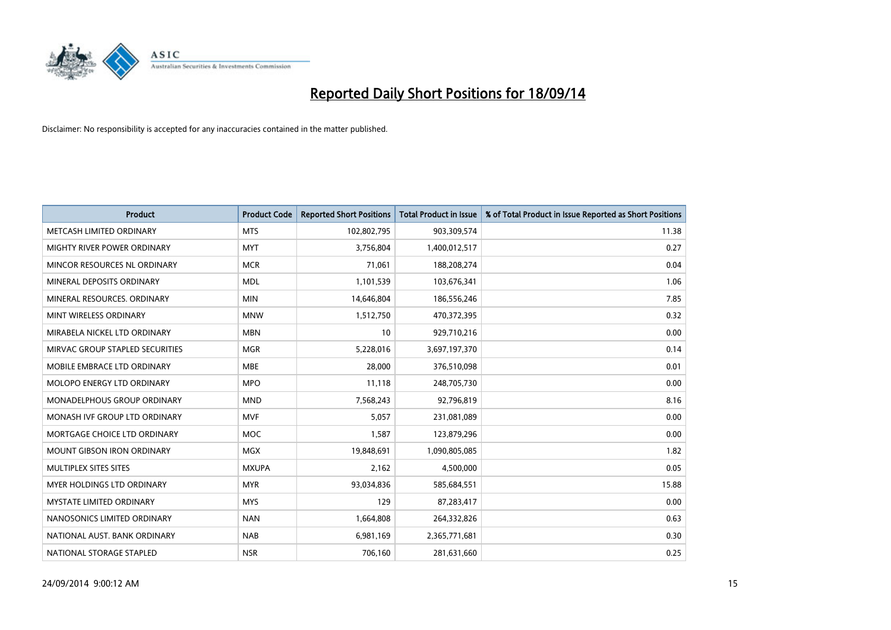# Reported Daily Short Positions for 18/09/14

Disclaimer: No responsibility is accepted for any inaccuracies contained in the matter published.

| Product | Product Code | Reported Short Positions | Total Product in Issue | % of Total Product in Issue Reported as Short Positions |
|---|---|---|---|---|
| METCASH LIMITED ORDINARY | MTS | 102,802,795 | 903,309,574 | 11.38 |
| MIGHTY RIVER POWER ORDINARY | MYT | 3,756,804 | 1,400,012,517 | 0.27 |
| MINCOR RESOURCES NL ORDINARY | MCR | 71,061 | 188,208,274 | 0.04 |
| MINERAL DEPOSITS ORDINARY | MDL | 1,101,539 | 103,676,341 | 1.06 |
| MINERAL RESOURCES. ORDINARY | MIN | 14,646,804 | 186,556,246 | 7.85 |
| MINT WIRELESS ORDINARY | MNW | 1,512,750 | 470,372,395 | 0.32 |
| MIRABELA NICKEL LTD ORDINARY | MBN | 10 | 929,710,216 | 0.00 |
| MIRVAC GROUP STAPLED SECURITIES | MGR | 5,228,016 | 3,697,197,370 | 0.14 |
| MOBILE EMBRACE LTD ORDINARY | MBE | 28,000 | 376,510,098 | 0.01 |
| MOLOPO ENERGY LTD ORDINARY | MPO | 11,118 | 248,705,730 | 0.00 |
| MONADELPHOUS GROUP ORDINARY | MND | 7,568,243 | 92,796,819 | 8.16 |
| MONASH IVF GROUP LTD ORDINARY | MVF | 5,057 | 231,081,089 | 0.00 |
| MORTGAGE CHOICE LTD ORDINARY | MOC | 1,587 | 123,879,296 | 0.00 |
| MOUNT GIBSON IRON ORDINARY | MGX | 19,848,691 | 1,090,805,085 | 1.82 |
| MULTIPLEX SITES SITES | MXUPA | 2,162 | 4,500,000 | 0.05 |
| MYER HOLDINGS LTD ORDINARY | MYR | 93,034,836 | 585,684,551 | 15.88 |
| MYSTATE LIMITED ORDINARY | MYS | 129 | 87,283,417 | 0.00 |
| NANOSONICS LIMITED ORDINARY | NAN | 1,664,808 | 264,332,826 | 0.63 |
| NATIONAL AUST. BANK ORDINARY | NAB | 6,981,169 | 2,365,771,681 | 0.30 |
| NATIONAL STORAGE STAPLED | NSR | 706,160 | 281,631,660 | 0.25 |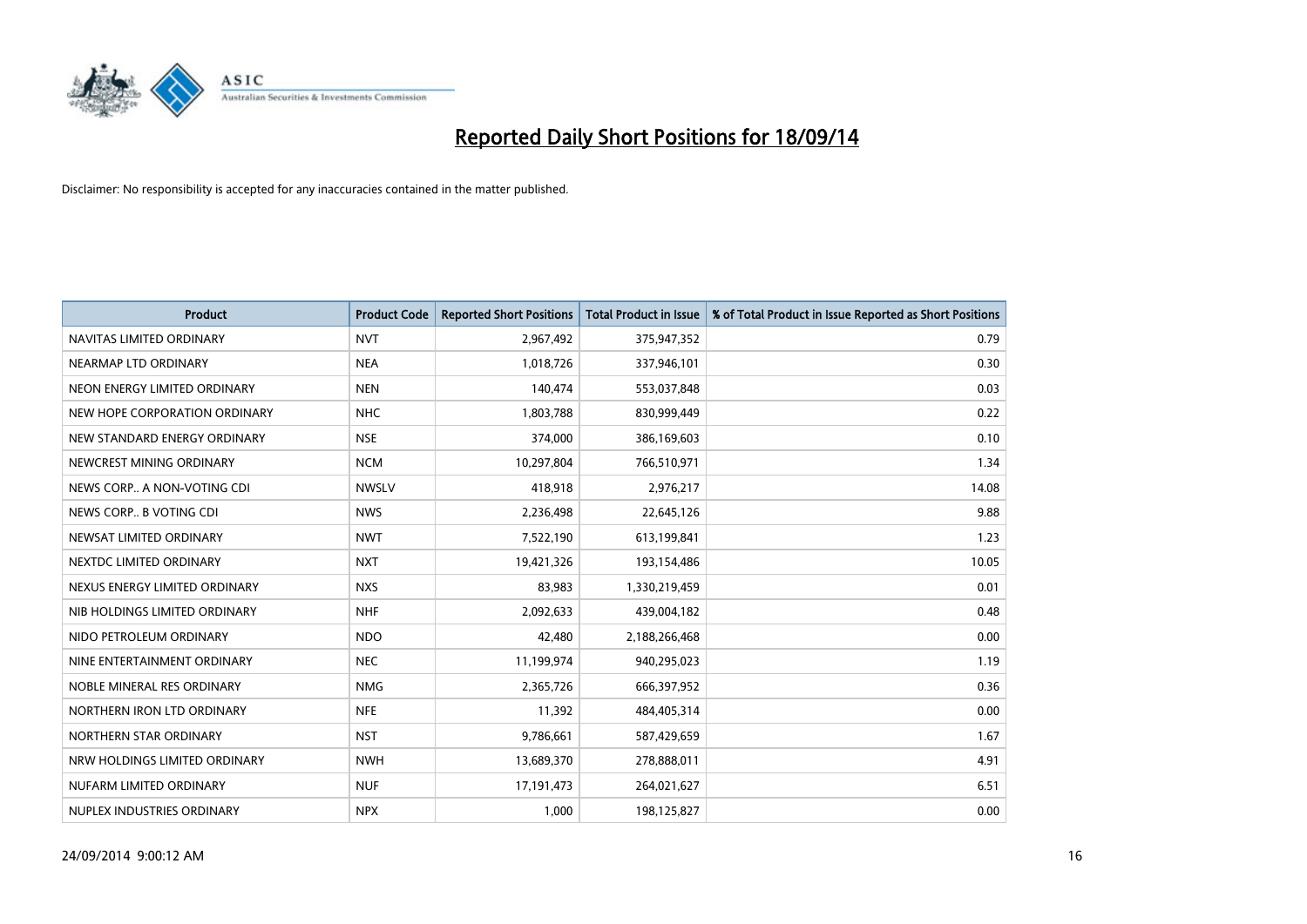# Reported Daily Short Positions for 18/09/14

Disclaimer: No responsibility is accepted for any inaccuracies contained in the matter published.

| Product | Product Code | Reported Short Positions | Total Product in Issue | % of Total Product in Issue Reported as Short Positions |
|---|---|---|---|---|
| NAVITAS LIMITED ORDINARY | NVT | 2,967,492 | 375,947,352 | 0.79 |
| NEARMAP LTD ORDINARY | NEA | 1,018,726 | 337,946,101 | 0.30 |
| NEON ENERGY LIMITED ORDINARY | NEN | 140,474 | 553,037,848 | 0.03 |
| NEW HOPE CORPORATION ORDINARY | NHC | 1,803,788 | 830,999,449 | 0.22 |
| NEW STANDARD ENERGY ORDINARY | NSE | 374,000 | 386,169,603 | 0.10 |
| NEWCREST MINING ORDINARY | NCM | 10,297,804 | 766,510,971 | 1.34 |
| NEWS CORP.. A NON-VOTING CDI | NWSLV | 418,918 | 2,976,217 | 14.08 |
| NEWS CORP.. B VOTING CDI | NWS | 2,236,498 | 22,645,126 | 9.88 |
| NEWSAT LIMITED ORDINARY | NWT | 7,522,190 | 613,199,841 | 1.23 |
| NEXTDC LIMITED ORDINARY | NXT | 19,421,326 | 193,154,486 | 10.05 |
| NEXUS ENERGY LIMITED ORDINARY | NXS | 83,983 | 1,330,219,459 | 0.01 |
| NIB HOLDINGS LIMITED ORDINARY | NHF | 2,092,633 | 439,004,182 | 0.48 |
| NIDO PETROLEUM ORDINARY | NDO | 42,480 | 2,188,266,468 | 0.00 |
| NINE ENTERTAINMENT ORDINARY | NEC | 11,199,974 | 940,295,023 | 1.19 |
| NOBLE MINERAL RES ORDINARY | NMG | 2,365,726 | 666,397,952 | 0.36 |
| NORTHERN IRON LTD ORDINARY | NFE | 11,392 | 484,405,314 | 0.00 |
| NORTHERN STAR ORDINARY | NST | 9,786,661 | 587,429,659 | 1.67 |
| NRW HOLDINGS LIMITED ORDINARY | NWH | 13,689,370 | 278,888,011 | 4.91 |
| NUFARM LIMITED ORDINARY | NUF | 17,191,473 | 264,021,627 | 6.51 |
| NUPLEX INDUSTRIES ORDINARY | NPX | 1,000 | 198,125,827 | 0.00 |

24/09/2014 9:00:12 AM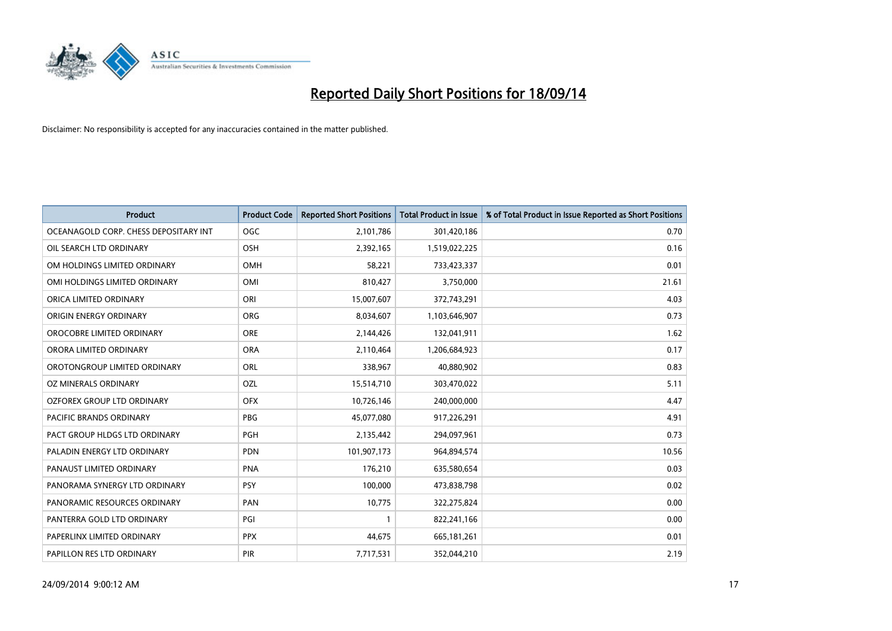# Reported Daily Short Positions for 18/09/14

Disclaimer: No responsibility is accepted for any inaccuracies contained in the matter published.

| Product | Product Code | Reported Short Positions | Total Product in Issue | % of Total Product in Issue Reported as Short Positions |
|---|---|---|---|---|
| OCEANAGOLD CORP. CHESS DEPOSITARY INT | OGC | 2,101,786 | 301,420,186 | 0.70 |
| OIL SEARCH LTD ORDINARY | OSH | 2,392,165 | 1,519,022,225 | 0.16 |
| OM HOLDINGS LIMITED ORDINARY | OMH | 58,221 | 733,423,337 | 0.01 |
| OMI HOLDINGS LIMITED ORDINARY | OMI | 810,427 | 3,750,000 | 21.61 |
| ORICA LIMITED ORDINARY | ORI | 15,007,607 | 372,743,291 | 4.03 |
| ORIGIN ENERGY ORDINARY | ORG | 8,034,607 | 1,103,646,907 | 0.73 |
| OROCOBRE LIMITED ORDINARY | ORE | 2,144,426 | 132,041,911 | 1.62 |
| ORORA LIMITED ORDINARY | ORA | 2,110,464 | 1,206,684,923 | 0.17 |
| OROTONGROUP LIMITED ORDINARY | ORL | 338,967 | 40,880,902 | 0.83 |
| OZ MINERALS ORDINARY | OZL | 15,514,710 | 303,470,022 | 5.11 |
| OZFOREX GROUP LTD ORDINARY | OFX | 10,726,146 | 240,000,000 | 4.47 |
| PACIFIC BRANDS ORDINARY | PBG | 45,077,080 | 917,226,291 | 4.91 |
| PACT GROUP HLDGS LTD ORDINARY | PGH | 2,135,442 | 294,097,961 | 0.73 |
| PALADIN ENERGY LTD ORDINARY | PDN | 101,907,173 | 964,894,574 | 10.56 |
| PANAUST LIMITED ORDINARY | PNA | 176,210 | 635,580,654 | 0.03 |
| PANORAMA SYNERGY LTD ORDINARY | PSY | 100,000 | 473,838,798 | 0.02 |
| PANORAMIC RESOURCES ORDINARY | PAN | 10,775 | 322,275,824 | 0.00 |
| PANTERRA GOLD LTD ORDINARY | PGI | 1 | 822,241,166 | 0.00 |
| PAPERLINX LIMITED ORDINARY | PPX | 44,675 | 665,181,261 | 0.01 |
| PAPILLON RES LTD ORDINARY | PIR | 7,717,531 | 352,044,210 | 2.19 |

24/09/2014 9:00:12 AM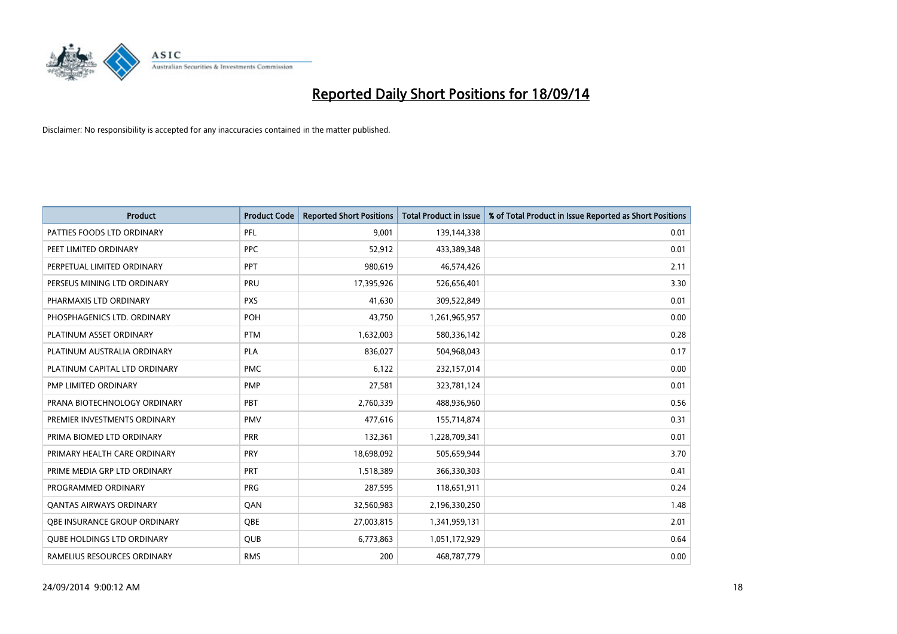# Reported Daily Short Positions for 18/09/14

Disclaimer: No responsibility is accepted for any inaccuracies contained in the matter published.

| Product | Product Code | Reported Short Positions | Total Product in Issue | % of Total Product in Issue Reported as Short Positions |
|---|---|---|---|---|
| PATTIES FOODS LTD ORDINARY | PFL | 9,001 | 139,144,338 | 0.01 |
| PEET LIMITED ORDINARY | PPC | 52,912 | 433,389,348 | 0.01 |
| PERPETUAL LIMITED ORDINARY | PPT | 980,619 | 46,574,426 | 2.11 |
| PERSEUS MINING LTD ORDINARY | PRU | 17,395,926 | 526,656,401 | 3.30 |
| PHARMAXIS LTD ORDINARY | PXS | 41,630 | 309,522,849 | 0.01 |
| PHOSPHAGENICS LTD. ORDINARY | POH | 43,750 | 1,261,965,957 | 0.00 |
| PLATINUM ASSET ORDINARY | PTM | 1,632,003 | 580,336,142 | 0.28 |
| PLATINUM AUSTRALIA ORDINARY | PLA | 836,027 | 504,968,043 | 0.17 |
| PLATINUM CAPITAL LTD ORDINARY | PMC | 6,122 | 232,157,014 | 0.00 |
| PMP LIMITED ORDINARY | PMP | 27,581 | 323,781,124 | 0.01 |
| PRANA BIOTECHNOLOGY ORDINARY | PBT | 2,760,339 | 488,936,960 | 0.56 |
| PREMIER INVESTMENTS ORDINARY | PMV | 477,616 | 155,714,874 | 0.31 |
| PRIMA BIOMED LTD ORDINARY | PRR | 132,361 | 1,228,709,341 | 0.01 |
| PRIMARY HEALTH CARE ORDINARY | PRY | 18,698,092 | 505,659,944 | 3.70 |
| PRIME MEDIA GRP LTD ORDINARY | PRT | 1,518,389 | 366,330,303 | 0.41 |
| PROGRAMMED ORDINARY | PRG | 287,595 | 118,651,911 | 0.24 |
| QANTAS AIRWAYS ORDINARY | QAN | 32,560,983 | 2,196,330,250 | 1.48 |
| QBE INSURANCE GROUP ORDINARY | QBE | 27,003,815 | 1,341,959,131 | 2.01 |
| QUBE HOLDINGS LTD ORDINARY | QUB | 6,773,863 | 1,051,172,929 | 0.64 |
| RAMELIUS RESOURCES ORDINARY | RMS | 200 | 468,787,779 | 0.00 |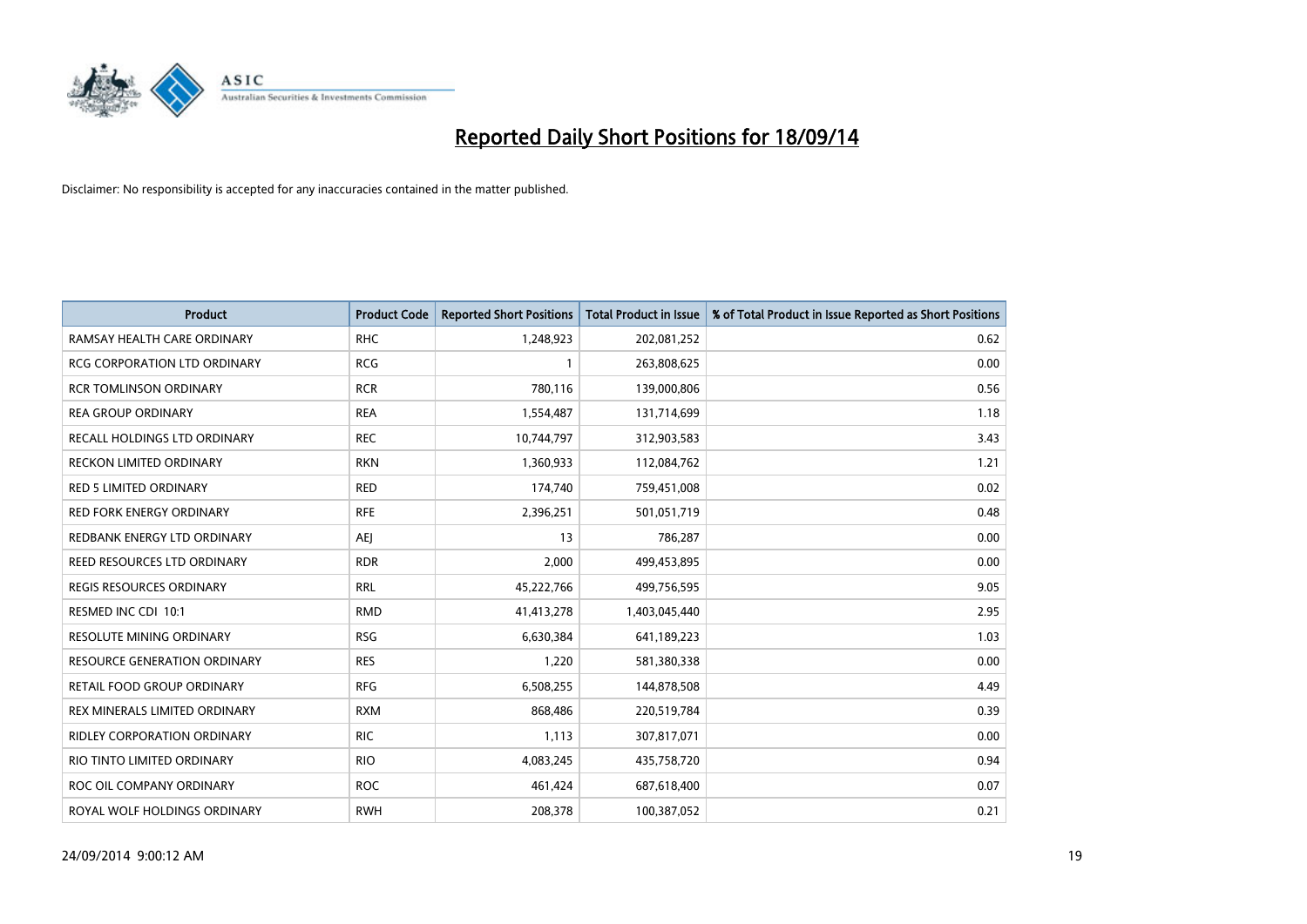# Reported Daily Short Positions for 18/09/14

Disclaimer: No responsibility is accepted for any inaccuracies contained in the matter published.

| Product | Product Code | Reported Short Positions | Total Product in Issue | % of Total Product in Issue Reported as Short Positions |
|---|---|---|---|---|
| RAMSAY HEALTH CARE ORDINARY | RHC | 1,248,923 | 202,081,252 | 0.62 |
| RCG CORPORATION LTD ORDINARY | RCG | 1 | 263,808,625 | 0.00 |
| RCR TOMLINSON ORDINARY | RCR | 780,116 | 139,000,806 | 0.56 |
| REA GROUP ORDINARY | REA | 1,554,487 | 131,714,699 | 1.18 |
| RECALL HOLDINGS LTD ORDINARY | REC | 10,744,797 | 312,903,583 | 3.43 |
| RECKON LIMITED ORDINARY | RKN | 1,360,933 | 112,084,762 | 1.21 |
| RED 5 LIMITED ORDINARY | RED | 174,740 | 759,451,008 | 0.02 |
| RED FORK ENERGY ORDINARY | RFE | 2,396,251 | 501,051,719 | 0.48 |
| REDBANK ENERGY LTD ORDINARY | AEJ | 13 | 786,287 | 0.00 |
| REED RESOURCES LTD ORDINARY | RDR | 2,000 | 499,453,895 | 0.00 |
| REGIS RESOURCES ORDINARY | RRL | 45,222,766 | 499,756,595 | 9.05 |
| RESMED INC CDI 10:1 | RMD | 41,413,278 | 1,403,045,440 | 2.95 |
| RESOLUTE MINING ORDINARY | RSG | 6,630,384 | 641,189,223 | 1.03 |
| RESOURCE GENERATION ORDINARY | RES | 1,220 | 581,380,338 | 0.00 |
| RETAIL FOOD GROUP ORDINARY | RFG | 6,508,255 | 144,878,508 | 4.49 |
| REX MINERALS LIMITED ORDINARY | RXM | 868,486 | 220,519,784 | 0.39 |
| RIDLEY CORPORATION ORDINARY | RIC | 1,113 | 307,817,071 | 0.00 |
| RIO TINTO LIMITED ORDINARY | RIO | 4,083,245 | 435,758,720 | 0.94 |
| ROC OIL COMPANY ORDINARY | ROC | 461,424 | 687,618,400 | 0.07 |
| ROYAL WOLF HOLDINGS ORDINARY | RWH | 208,378 | 100,387,052 | 0.21 |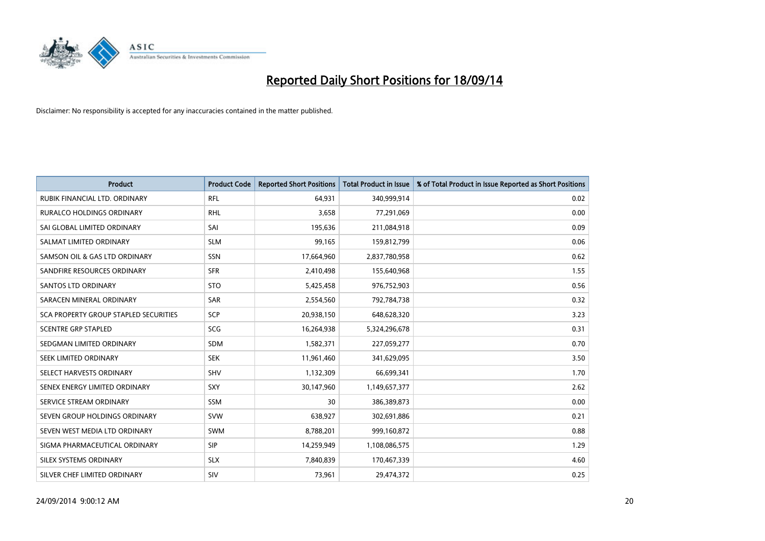# Reported Daily Short Positions for 18/09/14

Disclaimer: No responsibility is accepted for any inaccuracies contained in the matter published.

| Product | Product Code | Reported Short Positions | Total Product in Issue | % of Total Product in Issue Reported as Short Positions |
|---|---|---|---|---|
| RUBIK FINANCIAL LTD. ORDINARY | RFL | 64,931 | 340,999,914 | 0.02 |
| RURALCO HOLDINGS ORDINARY | RHL | 3,658 | 77,291,069 | 0.00 |
| SAI GLOBAL LIMITED ORDINARY | SAI | 195,636 | 211,084,918 | 0.09 |
| SALMAT LIMITED ORDINARY | SLM | 99,165 | 159,812,799 | 0.06 |
| SAMSON OIL & GAS LTD ORDINARY | SSN | 17,664,960 | 2,837,780,958 | 0.62 |
| SANDFIRE RESOURCES ORDINARY | SFR | 2,410,498 | 155,640,968 | 1.55 |
| SANTOS LTD ORDINARY | STO | 5,425,458 | 976,752,903 | 0.56 |
| SARACEN MINERAL ORDINARY | SAR | 2,554,560 | 792,784,738 | 0.32 |
| SCA PROPERTY GROUP STAPLED SECURITIES | SCP | 20,938,150 | 648,628,320 | 3.23 |
| SCENTRE GRP STAPLED | SCG | 16,264,938 | 5,324,296,678 | 0.31 |
| SEDGMAN LIMITED ORDINARY | SDM | 1,582,371 | 227,059,277 | 0.70 |
| SEEK LIMITED ORDINARY | SEK | 11,961,460 | 341,629,095 | 3.50 |
| SELECT HARVESTS ORDINARY | SHV | 1,132,309 | 66,699,341 | 1.70 |
| SENEX ENERGY LIMITED ORDINARY | SXY | 30,147,960 | 1,149,657,377 | 2.62 |
| SERVICE STREAM ORDINARY | SSM | 30 | 386,389,873 | 0.00 |
| SEVEN GROUP HOLDINGS ORDINARY | SVW | 638,927 | 302,691,886 | 0.21 |
| SEVEN WEST MEDIA LTD ORDINARY | SWM | 8,788,201 | 999,160,872 | 0.88 |
| SIGMA PHARMACEUTICAL ORDINARY | SIP | 14,259,949 | 1,108,086,575 | 1.29 |
| SILEX SYSTEMS ORDINARY | SLX | 7,840,839 | 170,467,339 | 4.60 |
| SILVER CHEF LIMITED ORDINARY | SIV | 73,961 | 29,474,372 | 0.25 |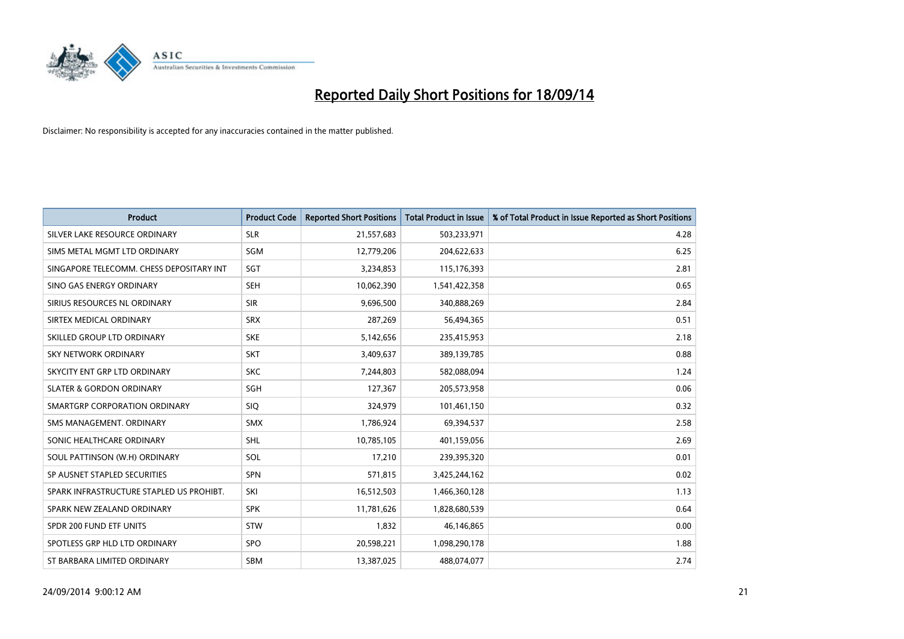# Reported Daily Short Positions for 18/09/14

Disclaimer: No responsibility is accepted for any inaccuracies contained in the matter published.

| Product | Product Code | Reported Short Positions | Total Product in Issue | % of Total Product in Issue Reported as Short Positions |
|---|---|---|---|---|
| SILVER LAKE RESOURCE ORDINARY | SLR | 21,557,683 | 503,233,971 | 4.28 |
| SIMS METAL MGMT LTD ORDINARY | SGM | 12,779,206 | 204,622,633 | 6.25 |
| SINGAPORE TELECOMM. CHESS DEPOSITARY INT | SGT | 3,234,853 | 115,176,393 | 2.81 |
| SINO GAS ENERGY ORDINARY | SEH | 10,062,390 | 1,541,422,358 | 0.65 |
| SIRIUS RESOURCES NL ORDINARY | SIR | 9,696,500 | 340,888,269 | 2.84 |
| SIRTEX MEDICAL ORDINARY | SRX | 287,269 | 56,494,365 | 0.51 |
| SKILLED GROUP LTD ORDINARY | SKE | 5,142,656 | 235,415,953 | 2.18 |
| SKY NETWORK ORDINARY | SKT | 3,409,637 | 389,139,785 | 0.88 |
| SKYCITY ENT GRP LTD ORDINARY | SKC | 7,244,803 | 582,088,094 | 1.24 |
| SLATER & GORDON ORDINARY | SGH | 127,367 | 205,573,958 | 0.06 |
| SMARTGRP CORPORATION ORDINARY | SIQ | 324,979 | 101,461,150 | 0.32 |
| SMS MANAGEMENT. ORDINARY | SMX | 1,786,924 | 69,394,537 | 2.58 |
| SONIC HEALTHCARE ORDINARY | SHL | 10,785,105 | 401,159,056 | 2.69 |
| SOUL PATTINSON (W.H) ORDINARY | SOL | 17,210 | 239,395,320 | 0.01 |
| SP AUSNET STAPLED SECURITIES | SPN | 571,815 | 3,425,244,162 | 0.02 |
| SPARK INFRASTRUCTURE STAPLED US PROHIBT. | SKI | 16,512,503 | 1,466,360,128 | 1.13 |
| SPARK NEW ZEALAND ORDINARY | SPK | 11,781,626 | 1,828,680,539 | 0.64 |
| SPDR 200 FUND ETF UNITS | STW | 1,832 | 46,146,865 | 0.00 |
| SPOTLESS GRP HLD LTD ORDINARY | SPO | 20,598,221 | 1,098,290,178 | 1.88 |
| ST BARBARA LIMITED ORDINARY | SBM | 13,387,025 | 488,074,077 | 2.74 |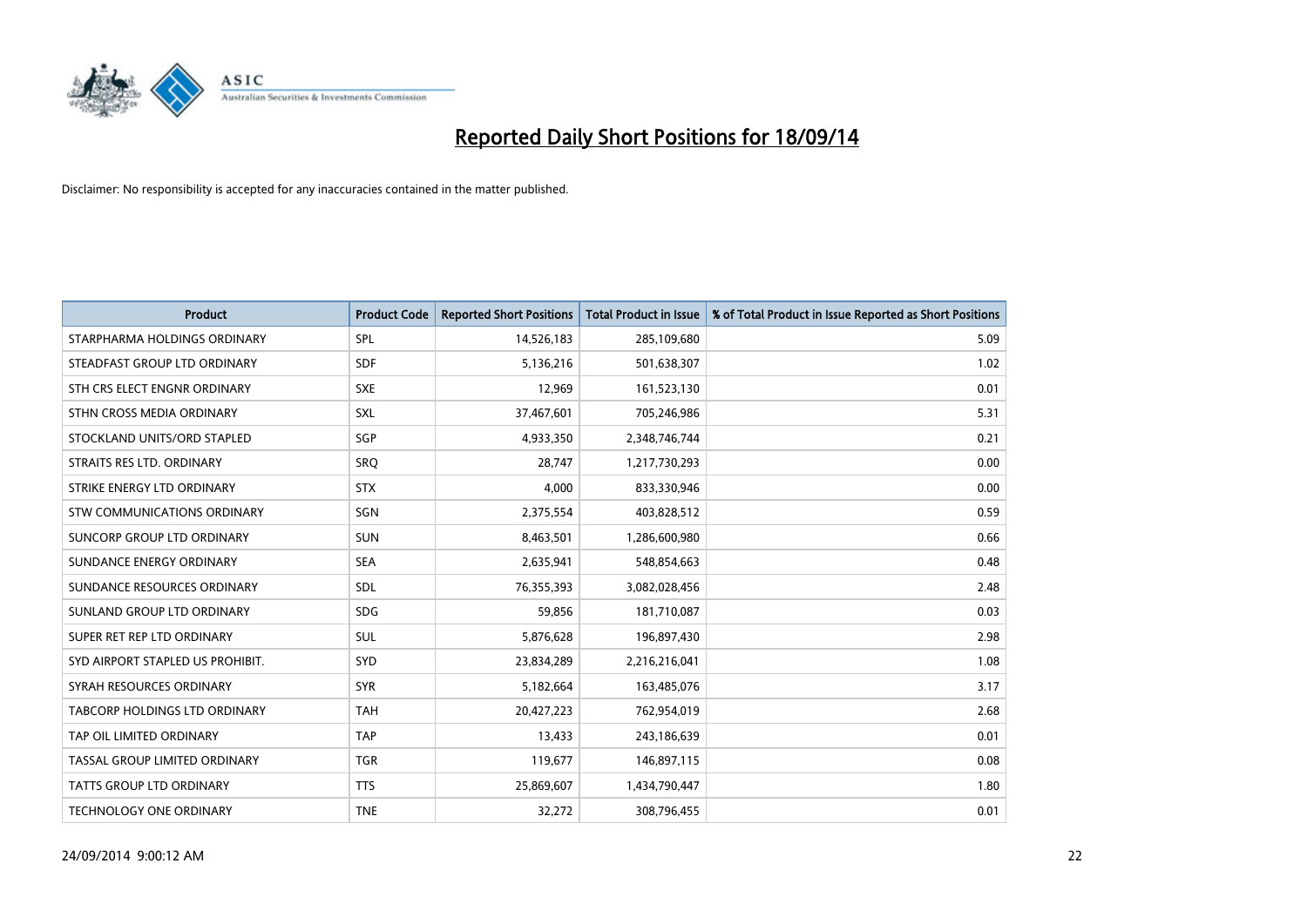# Reported Daily Short Positions for 18/09/14

Disclaimer: No responsibility is accepted for any inaccuracies contained in the matter published.

| Product | Product Code | Reported Short Positions | Total Product in Issue | % of Total Product in Issue Reported as Short Positions |
|---|---|---|---|---|
| STARPHARMA HOLDINGS ORDINARY | SPL | 14,526,183 | 285,109,680 | 5.09 |
| STEADFAST GROUP LTD ORDINARY | SDF | 5,136,216 | 501,638,307 | 1.02 |
| STH CRS ELECT ENGNR ORDINARY | SXE | 12,969 | 161,523,130 | 0.01 |
| STHN CROSS MEDIA ORDINARY | SXL | 37,467,601 | 705,246,986 | 5.31 |
| STOCKLAND UNITS/ORD STAPLED | SGP | 4,933,350 | 2,348,746,744 | 0.21 |
| STRAITS RES LTD. ORDINARY | SRQ | 28,747 | 1,217,730,293 | 0.00 |
| STRIKE ENERGY LTD ORDINARY | STX | 4,000 | 833,330,946 | 0.00 |
| STW COMMUNICATIONS ORDINARY | SGN | 2,375,554 | 403,828,512 | 0.59 |
| SUNCORP GROUP LTD ORDINARY | SUN | 8,463,501 | 1,286,600,980 | 0.66 |
| SUNDANCE ENERGY ORDINARY | SEA | 2,635,941 | 548,854,663 | 0.48 |
| SUNDANCE RESOURCES ORDINARY | SDL | 76,355,393 | 3,082,028,456 | 2.48 |
| SUNLAND GROUP LTD ORDINARY | SDG | 59,856 | 181,710,087 | 0.03 |
| SUPER RET REP LTD ORDINARY | SUL | 5,876,628 | 196,897,430 | 2.98 |
| SYD AIRPORT STAPLED US PROHIBIT. | SYD | 23,834,289 | 2,216,216,041 | 1.08 |
| SYRAH RESOURCES ORDINARY | SYR | 5,182,664 | 163,485,076 | 3.17 |
| TABCORP HOLDINGS LTD ORDINARY | TAH | 20,427,223 | 762,954,019 | 2.68 |
| TAP OIL LIMITED ORDINARY | TAP | 13,433 | 243,186,639 | 0.01 |
| TASSAL GROUP LIMITED ORDINARY | TGR | 119,677 | 146,897,115 | 0.08 |
| TATTS GROUP LTD ORDINARY | TTS | 25,869,607 | 1,434,790,447 | 1.80 |
| TECHNOLOGY ONE ORDINARY | TNE | 32,272 | 308,796,455 | 0.01 |

24/09/2014 9:00:12 AM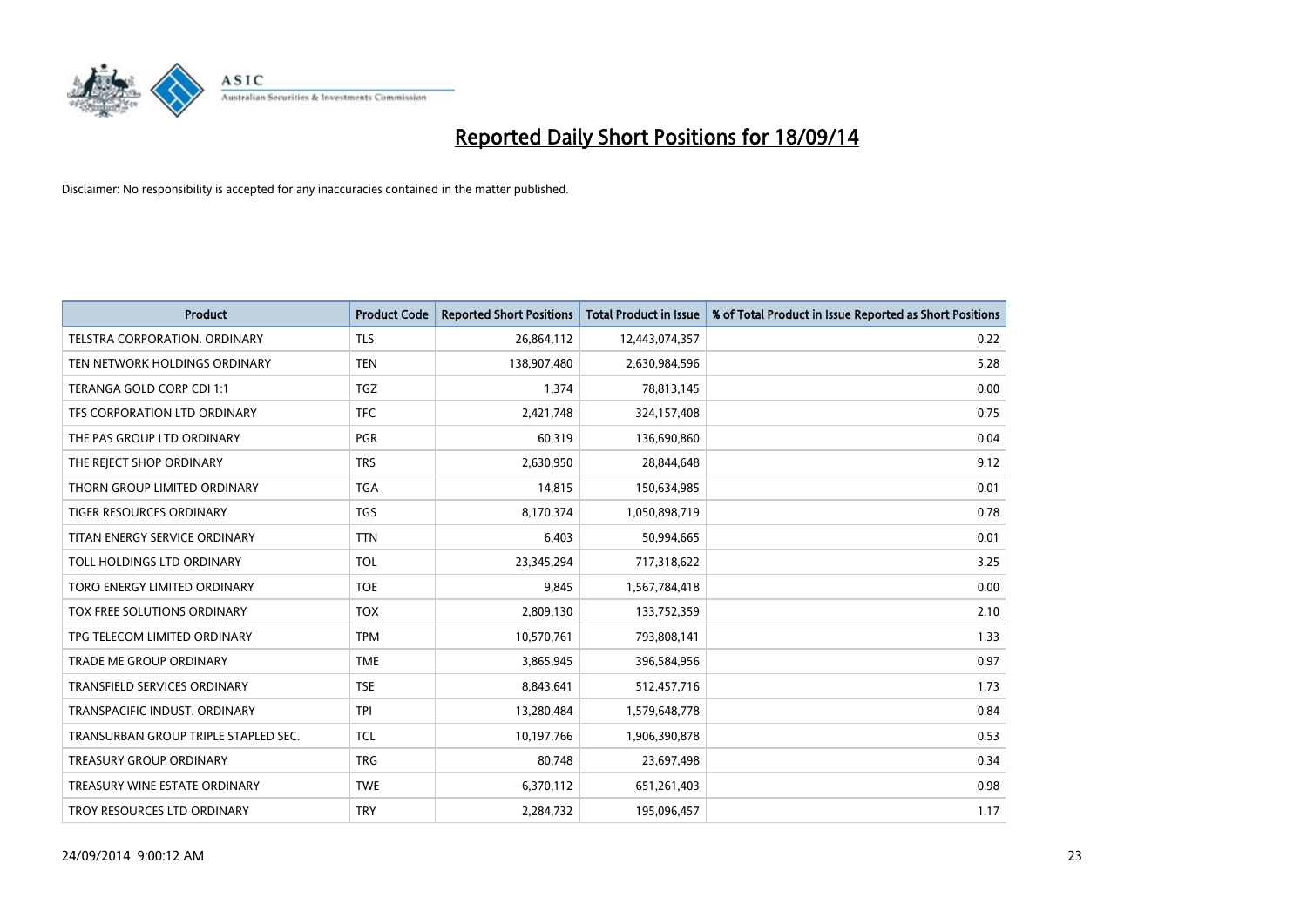# Reported Daily Short Positions for 18/09/14

Disclaimer: No responsibility is accepted for any inaccuracies contained in the matter published.

| Product | Product Code | Reported Short Positions | Total Product in Issue | % of Total Product in Issue Reported as Short Positions |
|---|---|---|---|---|
| TELSTRA CORPORATION. ORDINARY | TLS | 26,864,112 | 12,443,074,357 | 0.22 |
| TEN NETWORK HOLDINGS ORDINARY | TEN | 138,907,480 | 2,630,984,596 | 5.28 |
| TERANGA GOLD CORP CDI 1:1 | TGZ | 1,374 | 78,813,145 | 0.00 |
| TFS CORPORATION LTD ORDINARY | TFC | 2,421,748 | 324,157,408 | 0.75 |
| THE PAS GROUP LTD ORDINARY | PGR | 60,319 | 136,690,860 | 0.04 |
| THE REJECT SHOP ORDINARY | TRS | 2,630,950 | 28,844,648 | 9.12 |
| THORN GROUP LIMITED ORDINARY | TGA | 14,815 | 150,634,985 | 0.01 |
| TIGER RESOURCES ORDINARY | TGS | 8,170,374 | 1,050,898,719 | 0.78 |
| TITAN ENERGY SERVICE ORDINARY | TTN | 6,403 | 50,994,665 | 0.01 |
| TOLL HOLDINGS LTD ORDINARY | TOL | 23,345,294 | 717,318,622 | 3.25 |
| TORO ENERGY LIMITED ORDINARY | TOE | 9,845 | 1,567,784,418 | 0.00 |
| TOX FREE SOLUTIONS ORDINARY | TOX | 2,809,130 | 133,752,359 | 2.10 |
| TPG TELECOM LIMITED ORDINARY | TPM | 10,570,761 | 793,808,141 | 1.33 |
| TRADE ME GROUP ORDINARY | TME | 3,865,945 | 396,584,956 | 0.97 |
| TRANSFIELD SERVICES ORDINARY | TSE | 8,843,641 | 512,457,716 | 1.73 |
| TRANSPACIFIC INDUST. ORDINARY | TPI | 13,280,484 | 1,579,648,778 | 0.84 |
| TRANSURBAN GROUP TRIPLE STAPLED SEC. | TCL | 10,197,766 | 1,906,390,878 | 0.53 |
| TREASURY GROUP ORDINARY | TRG | 80,748 | 23,697,498 | 0.34 |
| TREASURY WINE ESTATE ORDINARY | TWE | 6,370,112 | 651,261,403 | 0.98 |
| TROY RESOURCES LTD ORDINARY | TRY | 2,284,732 | 195,096,457 | 1.17 |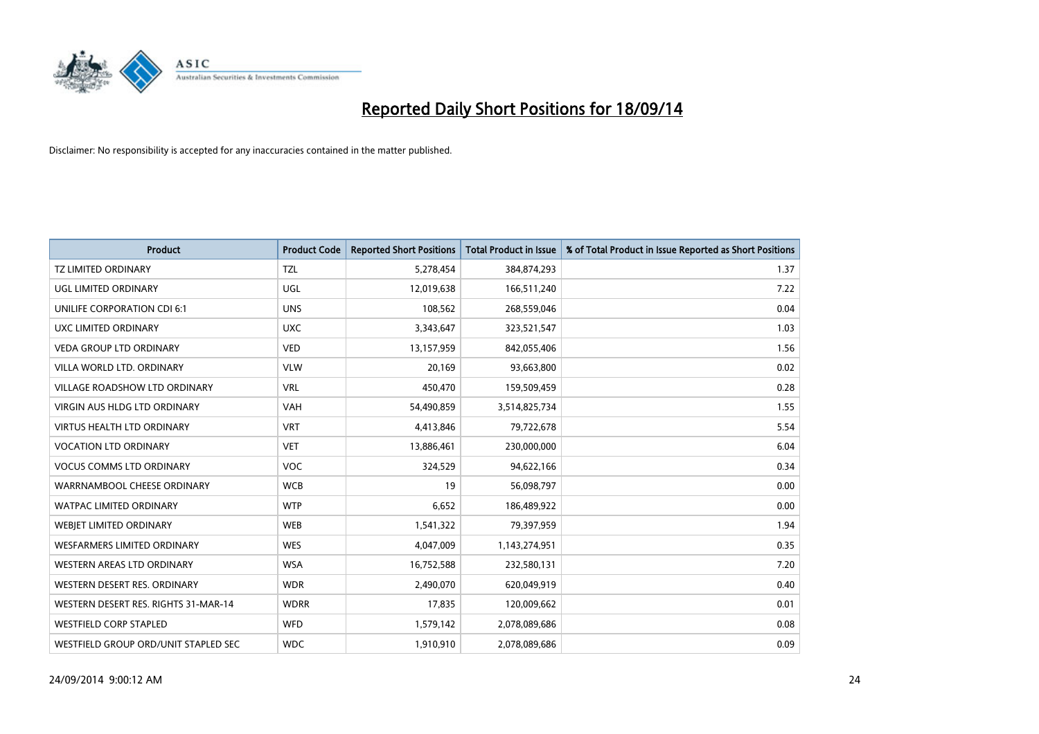# Reported Daily Short Positions for 18/09/14

Disclaimer: No responsibility is accepted for any inaccuracies contained in the matter published.

| Product | Product Code | Reported Short Positions | Total Product in Issue | % of Total Product in Issue Reported as Short Positions |
|---|---|---|---|---|
| TZ LIMITED ORDINARY | TZL | 5,278,454 | 384,874,293 | 1.37 |
| UGL LIMITED ORDINARY | UGL | 12,019,638 | 166,511,240 | 7.22 |
| UNILIFE CORPORATION CDI 6:1 | UNS | 108,562 | 268,559,046 | 0.04 |
| UXC LIMITED ORDINARY | UXC | 3,343,647 | 323,521,547 | 1.03 |
| VEDA GROUP LTD ORDINARY | VED | 13,157,959 | 842,055,406 | 1.56 |
| VILLA WORLD LTD. ORDINARY | VLW | 20,169 | 93,663,800 | 0.02 |
| VILLAGE ROADSHOW LTD ORDINARY | VRL | 450,470 | 159,509,459 | 0.28 |
| VIRGIN AUS HLDG LTD ORDINARY | VAH | 54,490,859 | 3,514,825,734 | 1.55 |
| VIRTUS HEALTH LTD ORDINARY | VRT | 4,413,846 | 79,722,678 | 5.54 |
| VOCATION LTD ORDINARY | VET | 13,886,461 | 230,000,000 | 6.04 |
| VOCUS COMMS LTD ORDINARY | VOC | 324,529 | 94,622,166 | 0.34 |
| WARRNAMBOOL CHEESE ORDINARY | WCB | 19 | 56,098,797 | 0.00 |
| WATPAC LIMITED ORDINARY | WTP | 6,652 | 186,489,922 | 0.00 |
| WEBJET LIMITED ORDINARY | WEB | 1,541,322 | 79,397,959 | 1.94 |
| WESFARMERS LIMITED ORDINARY | WES | 4,047,009 | 1,143,274,951 | 0.35 |
| WESTERN AREAS LTD ORDINARY | WSA | 16,752,588 | 232,580,131 | 7.20 |
| WESTERN DESERT RES. ORDINARY | WDR | 2,490,070 | 620,049,919 | 0.40 |
| WESTERN DESERT RES. RIGHTS 31-MAR-14 | WDRR | 17,835 | 120,009,662 | 0.01 |
| WESTFIELD CORP STAPLED | WFD | 1,579,142 | 2,078,089,686 | 0.08 |
| WESTFIELD GROUP ORD/UNIT STAPLED SEC | WDC | 1,910,910 | 2,078,089,686 | 0.09 |

24/09/2014 9:00:12 AM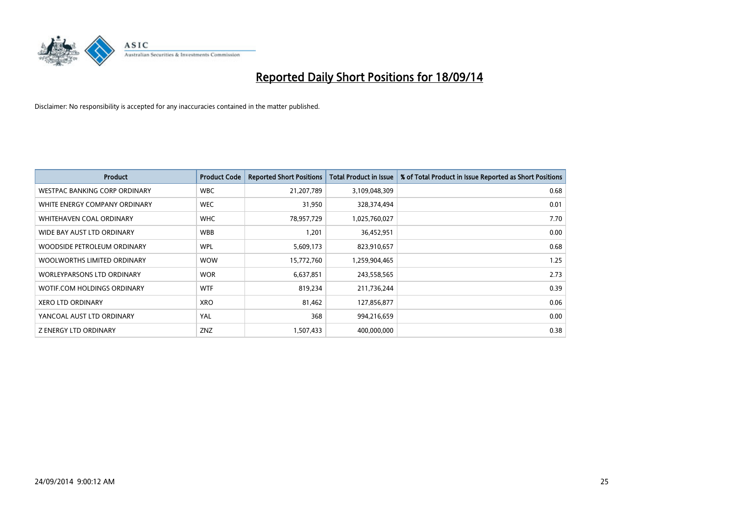# Reported Daily Short Positions for 18/09/14

Disclaimer: No responsibility is accepted for any inaccuracies contained in the matter published.

| Product | Product Code | Reported Short Positions | Total Product in Issue | % of Total Product in Issue Reported as Short Positions |
|---|---|---|---|---|
| WESTPAC BANKING CORP ORDINARY | WBC | 21,207,789 | 3,109,048,309 | 0.68 |
| WHITE ENERGY COMPANY ORDINARY | WEC | 31,950 | 328,374,494 | 0.01 |
| WHITEHAVEN COAL ORDINARY | WHC | 78,957,729 | 1,025,760,027 | 7.70 |
| WIDE BAY AUST LTD ORDINARY | WBB | 1,201 | 36,452,951 | 0.00 |
| WOODSIDE PETROLEUM ORDINARY | WPL | 5,609,173 | 823,910,657 | 0.68 |
| WOOLWORTHS LIMITED ORDINARY | WOW | 15,772,760 | 1,259,904,465 | 1.25 |
| WORLEYPARSONS LTD ORDINARY | WOR | 6,637,851 | 243,558,565 | 2.73 |
| WOTIF.COM HOLDINGS ORDINARY | WTF | 819,234 | 211,736,244 | 0.39 |
| XERO LTD ORDINARY | XRO | 81,462 | 127,856,877 | 0.06 |
| YANCOAL AUST LTD ORDINARY | YAL | 368 | 994,216,659 | 0.00 |
| Z ENERGY LTD ORDINARY | ZNZ | 1,507,433 | 400,000,000 | 0.38 |

24/09/2014 9:00:12 AM